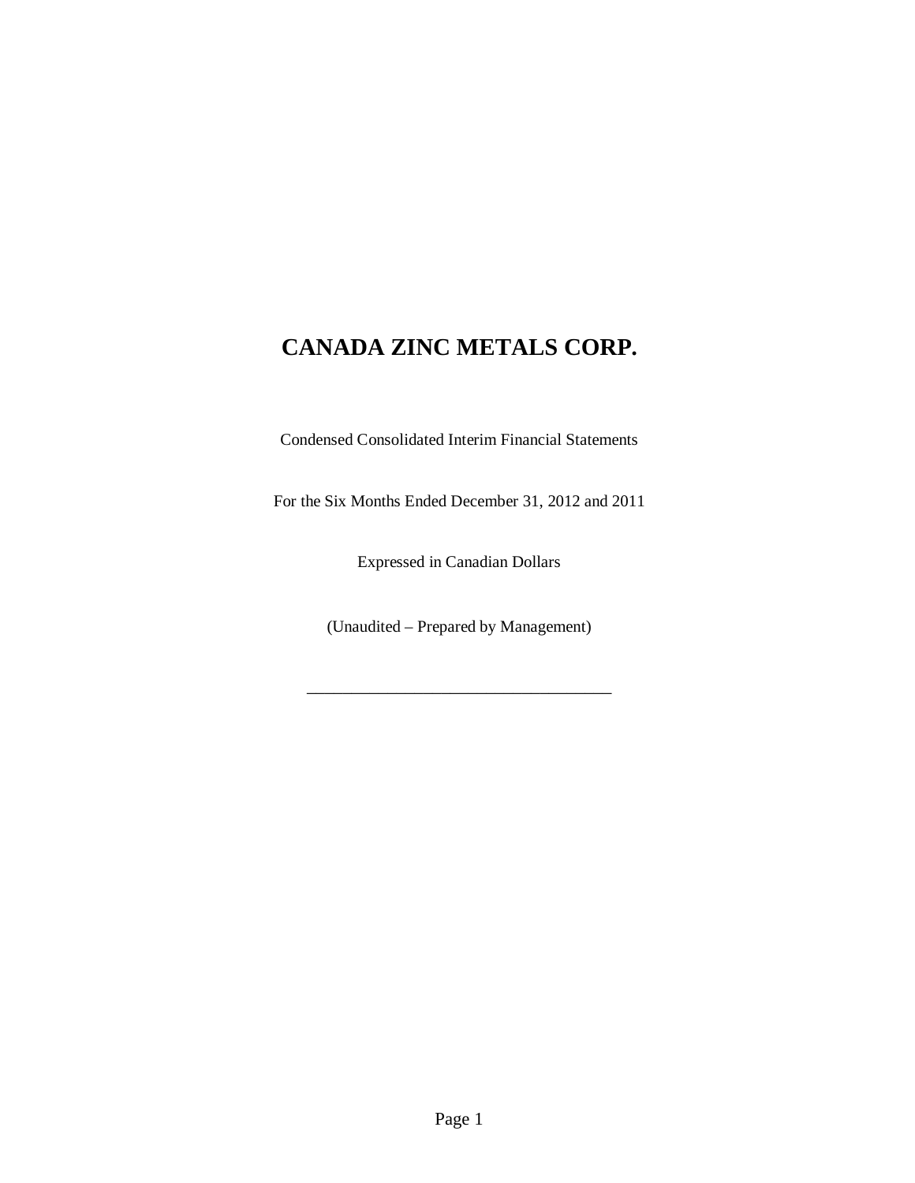# CANADA ZINC METALS CORP.

Condensed Consolidated Interim Financial Statements

For the Six Months Ended December 31, 2012 and 2011

Expressed in Canadian Dollars

(Unaudited – Prepared by Management)

---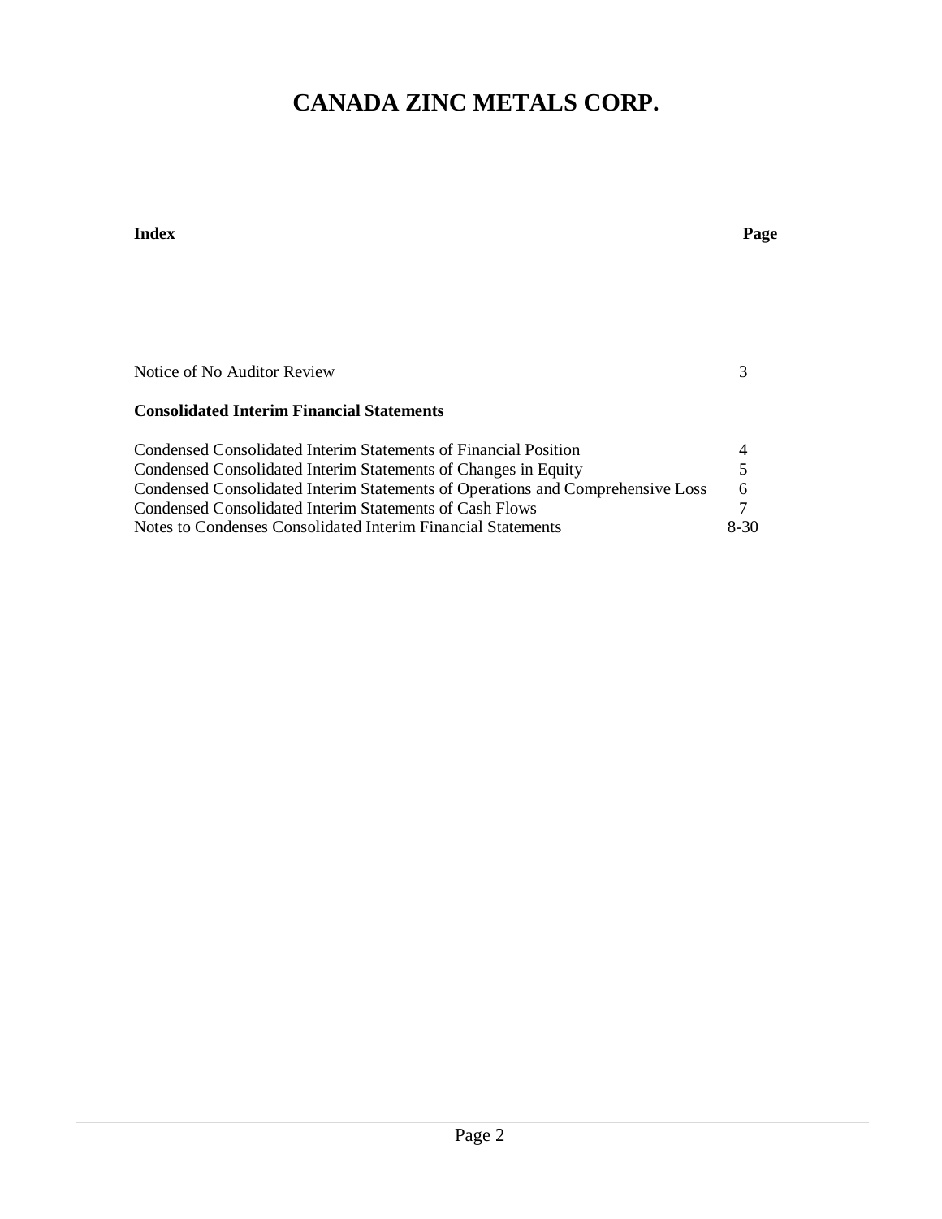# CANADA ZINC METALS CORP.

| Index | Page |
|---|---|
| Notice of No Auditor Review | 3 |
| **Consolidated Interim Financial Statements** | |
| Condensed Consolidated Interim Statements of Financial Position | 4 |
| Condensed Consolidated Interim Statements of Changes in Equity | 5 |
| Condensed Consolidated Interim Statements of Operations and Comprehensive Loss | 6 |
| Condensed Consolidated Interim Statements of Cash Flows | 7 |
| Notes to Condenses Consolidated Interim Financial Statements | 8-30 |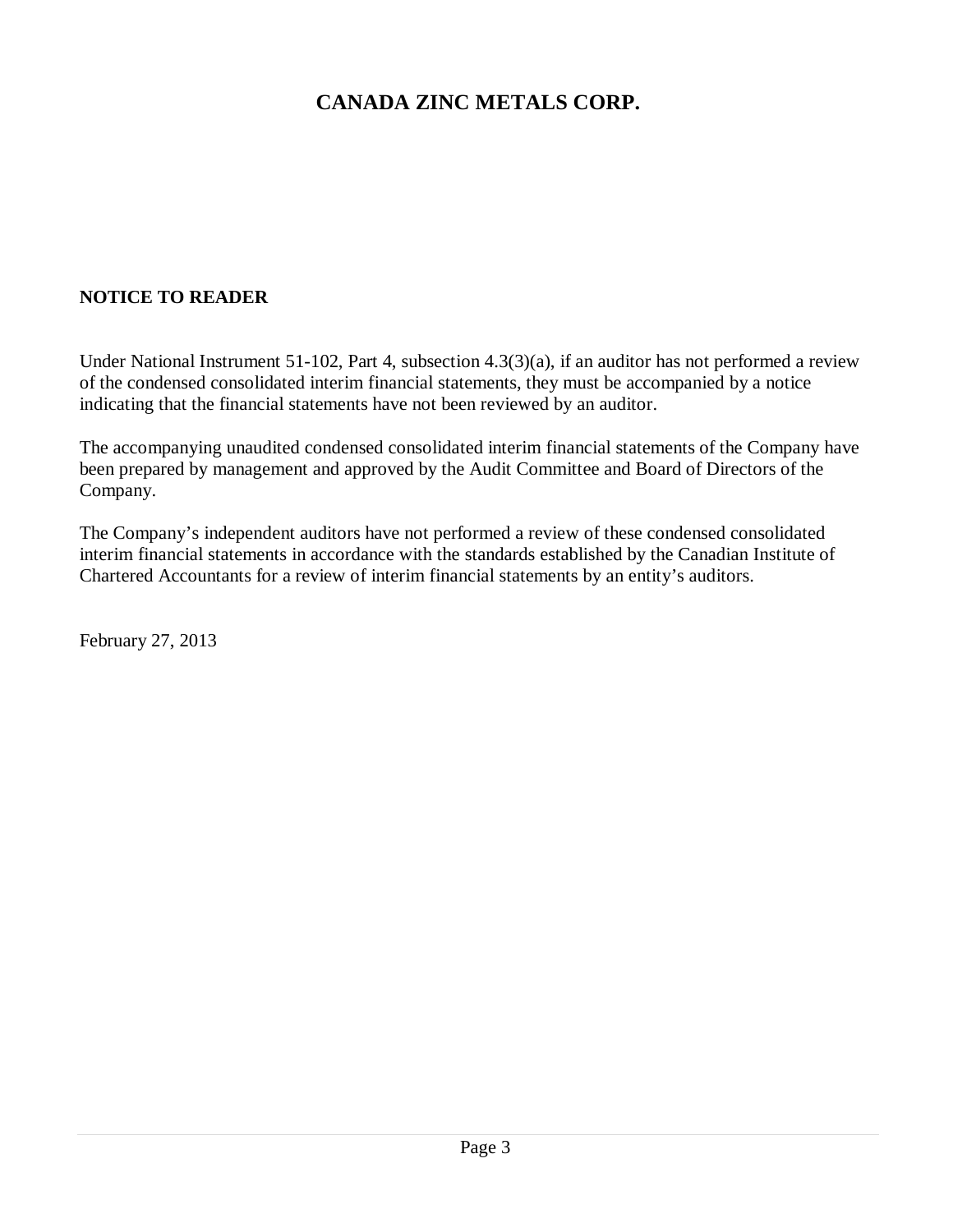# CANADA ZINC METALS CORP.

**NOTICE TO READER**

Under National Instrument 51-102, Part 4, subsection 4.3(3)(a), if an auditor has not performed a review of the condensed consolidated interim financial statements, they must be accompanied by a notice indicating that the financial statements have not been reviewed by an auditor.

The accompanying unaudited condensed consolidated interim financial statements of the Company have been prepared by management and approved by the Audit Committee and Board of Directors of the Company.

The Company's independent auditors have not performed a review of these condensed consolidated interim financial statements in accordance with the standards established by the Canadian Institute of Chartered Accountants for a review of interim financial statements by an entity's auditors.

February 27, 2013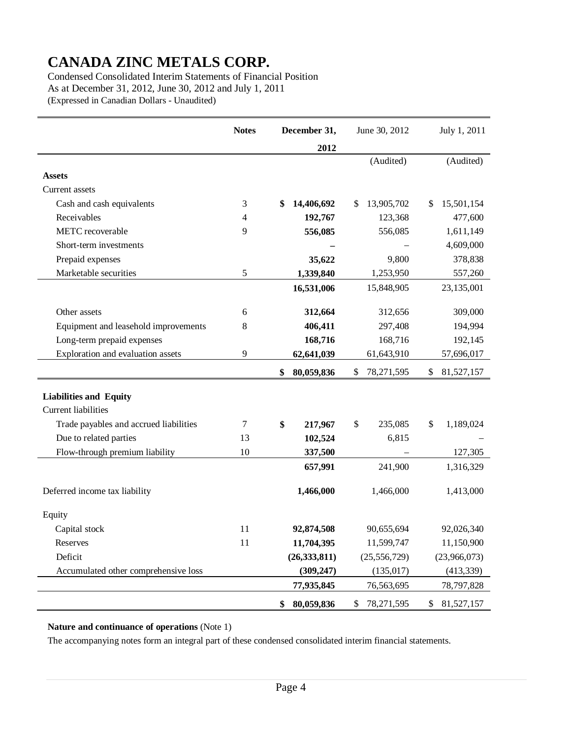# CANADA ZINC METALS CORP.

Condensed Consolidated Interim Statements of Financial Position
As at December 31, 2012, June 30, 2012 and July 1, 2011
(Expressed in Canadian Dollars - Unaudited)

| | Notes | December 31, 2012 | June 30, 2012 | July 1, 2011 |
|---|---|---|---|---|
| | | | (Audited) | (Audited) |
| **Assets** | | | | |
| Current assets | | | | |
| Cash and cash equivalents | 3 | **$ 14,406,692** | $ 13,905,702 | $ 15,501,154 |
| Receivables | 4 | **192,767** | 123,368 | 477,600 |
| METC recoverable | 9 | **556,085** | 556,085 | 1,611,149 |
| Short-term investments | | **–** | – | 4,609,000 |
| Prepaid expenses | | **35,622** | 9,800 | 378,838 |
| Marketable securities | 5 | **1,339,840** | 1,253,950 | 557,260 |
| | | **16,531,006** | 15,848,905 | 23,135,001 |
| Other assets | 6 | **312,664** | 312,656 | 309,000 |
| Equipment and leasehold improvements | 8 | **406,411** | 297,408 | 194,994 |
| Long-term prepaid expenses | | **168,716** | 168,716 | 192,145 |
| Exploration and evaluation assets | 9 | **62,641,039** | 61,643,910 | 57,696,017 |
| | | **$ 80,059,836** | $ 78,271,595 | $ 81,527,157 |
| **Liabilities and Equity** | | | | |
| Current liabilities | | | | |
| Trade payables and accrued liabilities | 7 | **$ 217,967** | $ 235,085 | $ 1,189,024 |
| Due to related parties | 13 | **102,524** | 6,815 | – |
| Flow-through premium liability | 10 | **337,500** | – | 127,305 |
| | | **657,991** | 241,900 | 1,316,329 |
| Deferred income tax liability | | **1,466,000** | 1,466,000 | 1,413,000 |
| Equity | | | | |
| Capital stock | 11 | **92,874,508** | 90,655,694 | 92,026,340 |
| Reserves | 11 | **11,704,395** | 11,599,747 | 11,150,900 |
| Deficit | | **(26,333,811)** | (25,556,729) | (23,966,073) |
| Accumulated other comprehensive loss | | **(309,247)** | (135,017) | (413,339) |
| | | **77,935,845** | 76,563,695 | 78,797,828 |
| | | **$ 80,059,836** | $ 78,271,595 | $ 81,527,157 |

**Nature and continuance of operations** (Note 1)

The accompanying notes form an integral part of these condensed consolidated interim financial statements.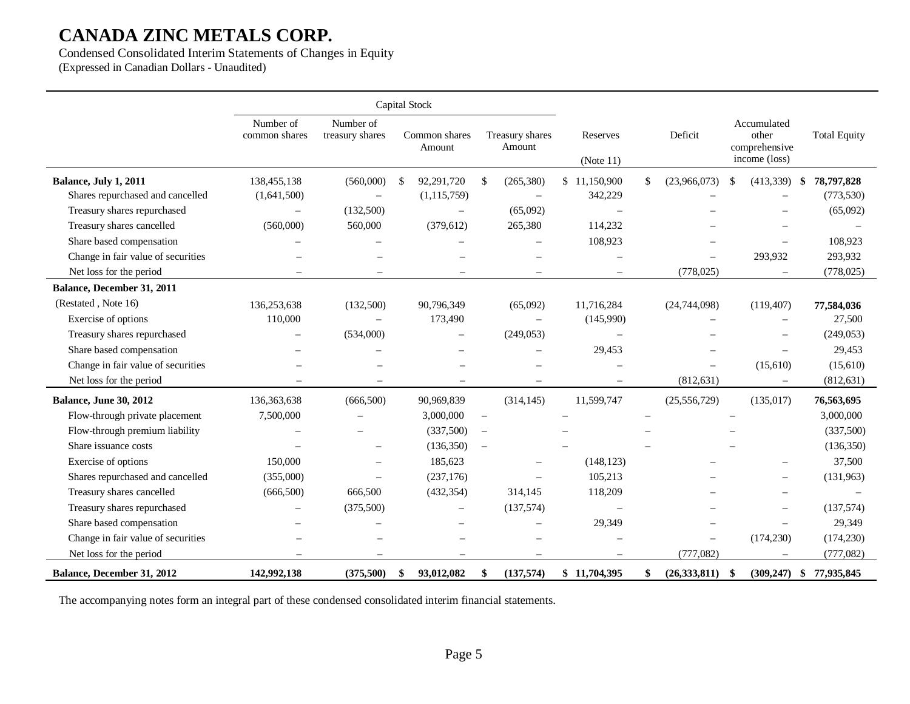# CANADA ZINC METALS CORP.

Condensed Consolidated Interim Statements of Changes in Equity
(Expressed in Canadian Dollars - Unaudited)

| | Capital Stock | | | | | | | |
|---|---|---|---|---|---|---|---|---|
| | Number of common shares | Number of treasury shares | Common shares Amount | Treasury shares Amount | Reserves (Note 11) | Deficit | Accumulated other comprehensive income (loss) | Total Equity |
| **Balance, July 1, 2011** | 138,455,138 | (560,000) | $ 92,291,720 | $ (265,380) | $ 11,150,900 | $ (23,966,073) | $ (413,339) | **$ 78,797,828** |
| Shares repurchased and cancelled | (1,641,500) | – | (1,115,759) | – | 342,229 | – | – | (773,530) |
| Treasury shares repurchased | – | (132,500) | – | (65,092) | – | – | – | (65,092) |
| Treasury shares cancelled | (560,000) | 560,000 | (379,612) | 265,380 | 114,232 | – | – | – |
| Share based compensation | – | – | – | – | 108,923 | – | – | 108,923 |
| Change in fair value of securities | – | – | – | – | – | – | 293,932 | 293,932 |
| Net loss for the period | – | – | – | – | – | (778,025) | – | (778,025) |
| **Balance, December 31, 2011** (Restated , Note 16) | 136,253,638 | (132,500) | 90,796,349 | (65,092) | 11,716,284 | (24,744,098) | (119,407) | **77,584,036** |
| Exercise of options | 110,000 | – | 173,490 | – | (145,990) | – | – | 27,500 |
| Treasury shares repurchased | – | (534,000) | – | (249,053) | – | – | – | (249,053) |
| Share based compensation | – | – | – | – | 29,453 | – | – | 29,453 |
| Change in fair value of securities | – | – | – | – | – | – | (15,610) | (15,610) |
| Net loss for the period | – | – | – | – | – | (812,631) | – | (812,631) |
| **Balance, June 30, 2012** | 136,363,638 | (666,500) | 90,969,839 | (314,145) | 11,599,747 | (25,556,729) | (135,017) | **76,563,695** |
| Flow-through private placement | 7,500,000 | – | 3,000,000 | – | – | – | – | 3,000,000 |
| Flow-through premium liability | – | – | (337,500) | – | – | – | – | (337,500) |
| Share issuance costs | – | – | (136,350) | – | – | – | – | (136,350) |
| Exercise of options | 150,000 | – | 185,623 | – | (148,123) | – | – | 37,500 |
| Shares repurchased and cancelled | (355,000) | – | (237,176) | – | 105,213 | – | – | (131,963) |
| Treasury shares cancelled | (666,500) | 666,500 | (432,354) | 314,145 | 118,209 | – | – | – |
| Treasury shares repurchased | – | (375,500) | – | (137,574) | – | – | – | (137,574) |
| Share based compensation | – | – | – | – | 29,349 | – | – | 29,349 |
| Change in fair value of securities | – | – | – | – | – | – | (174,230) | (174,230) |
| Net loss for the period | – | – | – | – | – | (777,082) | – | (777,082) |
| **Balance, December 31, 2012** | **142,992,138** | **(375,500)** | **$ 93,012,082** | **$ (137,574)** | **$ 11,704,395** | **$ (26,333,811)** | **$ (309,247)** | **$ 77,935,845** |

The accompanying notes form an integral part of these condensed consolidated interim financial statements.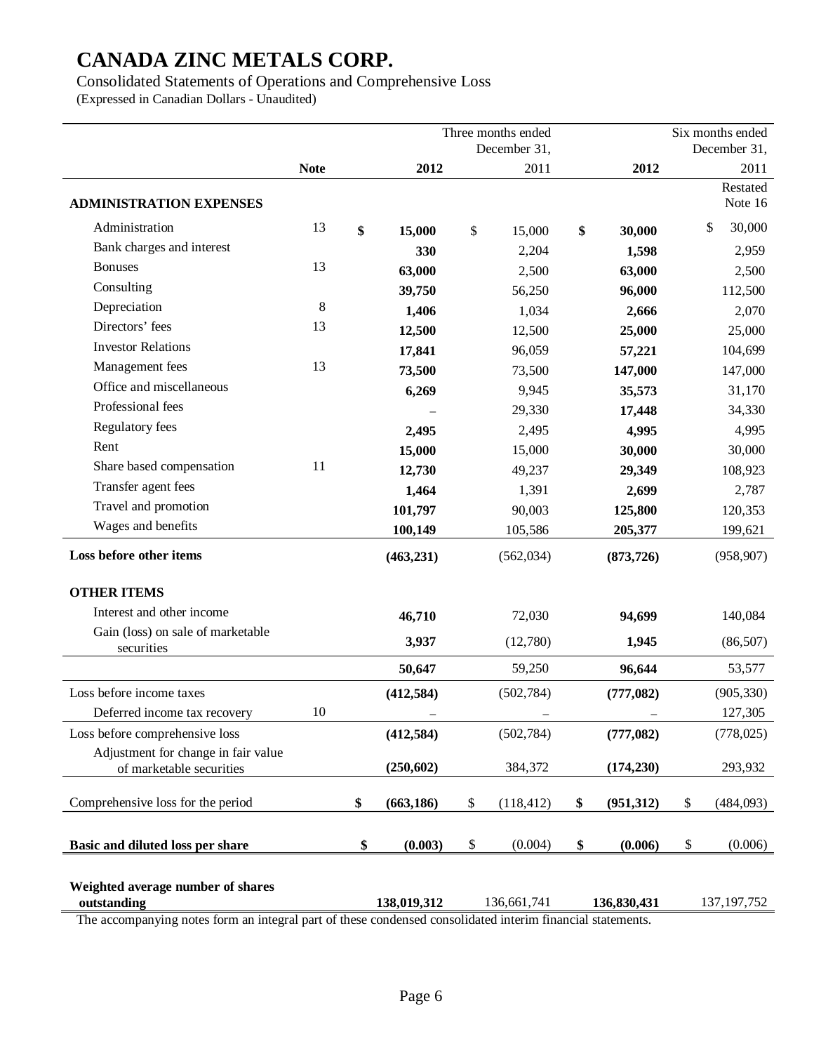# CANADA ZINC METALS CORP.

Consolidated Statements of Operations and Comprehensive Loss

(Expressed in Canadian Dollars - Unaudited)

| | | Three months ended December 31, | | Six months ended December 31, | |
|---|---|---|---|---|---|
| | **Note** | **2012** | 2011 | **2012** | 2011 |
| **ADMINISTRATION EXPENSES** | | | | | Restated Note 16 |
| Administration | 13 | **$ 15,000** | $ 15,000 | **$ 30,000** | $ 30,000 |
| Bank charges and interest | | **330** | 2,204 | **1,598** | 2,959 |
| Bonuses | 13 | **63,000** | 2,500 | **63,000** | 2,500 |
| Consulting | | **39,750** | 56,250 | **96,000** | 112,500 |
| Depreciation | 8 | **1,406** | 1,034 | **2,666** | 2,070 |
| Directors' fees | 13 | **12,500** | 12,500 | **25,000** | 25,000 |
| Investor Relations | | **17,841** | 96,059 | **57,221** | 104,699 |
| Management fees | 13 | **73,500** | 73,500 | **147,000** | 147,000 |
| Office and miscellaneous | | **6,269** | 9,945 | **35,573** | 31,170 |
| Professional fees | | **–** | 29,330 | **17,448** | 34,330 |
| Regulatory fees | | **2,495** | 2,495 | **4,995** | 4,995 |
| Rent | | **15,000** | 15,000 | **30,000** | 30,000 |
| Share based compensation | 11 | **12,730** | 49,237 | **29,349** | 108,923 |
| Transfer agent fees | | **1,464** | 1,391 | **2,699** | 2,787 |
| Travel and promotion | | **101,797** | 90,003 | **125,800** | 120,353 |
| Wages and benefits | | **100,149** | 105,586 | **205,377** | 199,621 |
| **Loss before other items** | | **(463,231)** | (562,034) | **(873,726)** | (958,907) |
| **OTHER ITEMS** | | | | | |
| Interest and other income | | **46,710** | 72,030 | **94,699** | 140,084 |
| Gain (loss) on sale of marketable securities | | **3,937** | (12,780) | **1,945** | (86,507) |
| | | **50,647** | 59,250 | **96,644** | 53,577 |
| Loss before income taxes | | **(412,584)** | (502,784) | **(777,082)** | (905,330) |
| Deferred income tax recovery | 10 | **–** | – | **–** | 127,305 |
| Loss before comprehensive loss | | **(412,584)** | (502,784) | **(777,082)** | (778,025) |
| Adjustment for change in fair value of marketable securities | | **(250,602)** | 384,372 | **(174,230)** | 293,932 |
| Comprehensive loss for the period | | **$ (663,186)** | $ (118,412) | **$ (951,312)** | $ (484,093) |
| **Basic and diluted loss per share** | | **$ (0.003)** | $ (0.004) | **$ (0.006)** | $ (0.006) |
| **Weighted average number of shares outstanding** | | **138,019,312** | 136,661,741 | **136,830,431** | 137,197,752 |

The accompanying notes form an integral part of these condensed consolidated interim financial statements.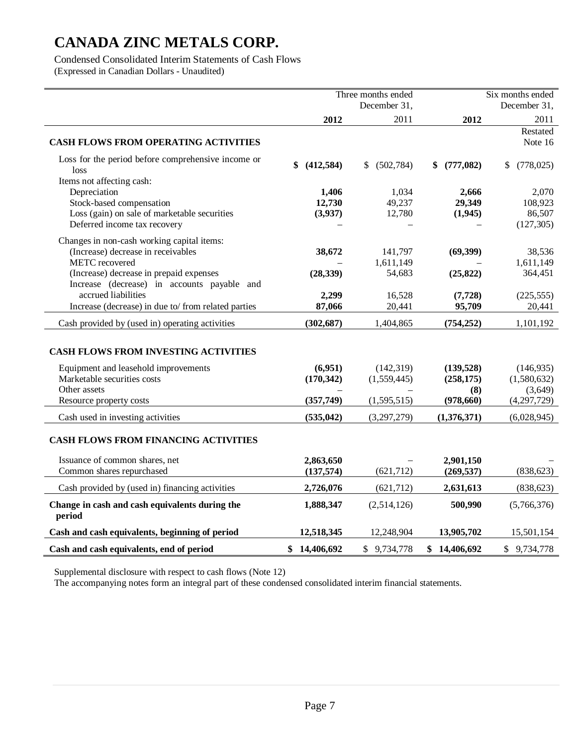# CANADA ZINC METALS CORP.

Condensed Consolidated Interim Statements of Cash Flows
(Expressed in Canadian Dollars - Unaudited)

| | Three months ended December 31, | | Six months ended December 31, | |
|---|---|---|---|---|
| | **2012** | 2011 | **2012** | 2011 Restated Note 16 |
| **CASH FLOWS FROM OPERATING ACTIVITIES** | | | | |
| Loss for the period before comprehensive income or loss | **$ (412,584)** | $ (502,784) | **$ (777,082)** | $ (778,025) |
| Items not affecting cash: | | | | |
| Depreciation | **1,406** | 1,034 | **2,666** | 2,070 |
| Stock-based compensation | **12,730** | 49,237 | **29,349** | 108,923 |
| Loss (gain) on sale of marketable securities | **(3,937)** | 12,780 | **(1,945)** | 86,507 |
| Deferred income tax recovery | – | – | – | (127,305) |
| Changes in non-cash working capital items: | | | | |
| (Increase) decrease in receivables | **38,672** | 141,797 | **(69,399)** | 38,536 |
| METC recovered | – | 1,611,149 | – | 1,611,149 |
| (Increase) decrease in prepaid expenses | **(28,339)** | 54,683 | **(25,822)** | 364,451 |
| Increase (decrease) in accounts payable and accrued liabilities | **2,299** | 16,528 | **(7,728)** | (225,555) |
| Increase (decrease) in due to/ from related parties | **87,066** | 20,441 | **95,709** | 20,441 |
| Cash provided by (used in) operating activities | **(302,687)** | 1,404,865 | **(754,252)** | 1,101,192 |
| **CASH FLOWS FROM INVESTING ACTIVITIES** | | | | |
| Equipment and leasehold improvements | **(6,951)** | (142,319) | **(139,528)** | (146,935) |
| Marketable securities costs | **(170,342)** | (1,559,445) | **(258,175)** | (1,580,632) |
| Other assets | – | – | **(8)** | (3,649) |
| Resource property costs | **(357,749)** | (1,595,515) | **(978,660)** | (4,297,729) |
| Cash used in investing activities | **(535,042)** | (3,297,279) | **(1,376,371)** | (6,028,945) |
| **CASH FLOWS FROM FINANCING ACTIVITIES** | | | | |
| Issuance of common shares, net | **2,863,650** | – | **2,901,150** | – |
| Common shares repurchased | **(137,574)** | (621,712) | **(269,537)** | (838,623) |
| Cash provided by (used in) financing activities | **2,726,076** | (621,712) | **2,631,613** | (838,623) |
| **Change in cash and cash equivalents during the period** | **1,888,347** | (2,514,126) | **500,990** | (5,766,376) |
| **Cash and cash equivalents, beginning of period** | **12,518,345** | 12,248,904 | **13,905,702** | 15,501,154 |
| **Cash and cash equivalents, end of period** | **$ 14,406,692** | $ 9,734,778 | **$ 14,406,692** | $ 9,734,778 |

Supplemental disclosure with respect to cash flows (Note 12)

The accompanying notes form an integral part of these condensed consolidated interim financial statements.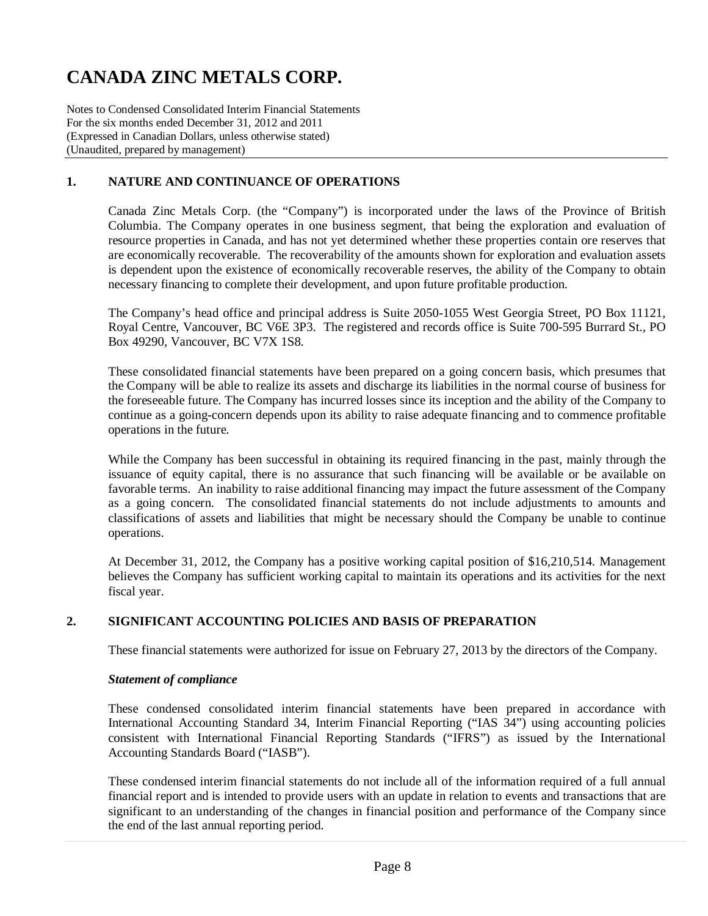# CANADA ZINC METALS CORP.

Notes to Condensed Consolidated Interim Financial Statements
For the six months ended December 31, 2012 and 2011
(Expressed in Canadian Dollars, unless otherwise stated)
(Unaudited, prepared by management)

## 1. NATURE AND CONTINUANCE OF OPERATIONS

Canada Zinc Metals Corp. (the "Company") is incorporated under the laws of the Province of British Columbia. The Company operates in one business segment, that being the exploration and evaluation of resource properties in Canada, and has not yet determined whether these properties contain ore reserves that are economically recoverable. The recoverability of the amounts shown for exploration and evaluation assets is dependent upon the existence of economically recoverable reserves, the ability of the Company to obtain necessary financing to complete their development, and upon future profitable production.

The Company's head office and principal address is Suite 2050-1055 West Georgia Street, PO Box 11121, Royal Centre, Vancouver, BC V6E 3P3. The registered and records office is Suite 700-595 Burrard St., PO Box 49290, Vancouver, BC V7X 1S8.

These consolidated financial statements have been prepared on a going concern basis, which presumes that the Company will be able to realize its assets and discharge its liabilities in the normal course of business for the foreseeable future. The Company has incurred losses since its inception and the ability of the Company to continue as a going-concern depends upon its ability to raise adequate financing and to commence profitable operations in the future.

While the Company has been successful in obtaining its required financing in the past, mainly through the issuance of equity capital, there is no assurance that such financing will be available or be available on favorable terms. An inability to raise additional financing may impact the future assessment of the Company as a going concern. The consolidated financial statements do not include adjustments to amounts and classifications of assets and liabilities that might be necessary should the Company be unable to continue operations.

At December 31, 2012, the Company has a positive working capital position of $16,210,514. Management believes the Company has sufficient working capital to maintain its operations and its activities for the next fiscal year.

## 2. SIGNIFICANT ACCOUNTING POLICIES AND BASIS OF PREPARATION

These financial statements were authorized for issue on February 27, 2013 by the directors of the Company.

***Statement of compliance***

These condensed consolidated interim financial statements have been prepared in accordance with International Accounting Standard 34, Interim Financial Reporting ("IAS 34") using accounting policies consistent with International Financial Reporting Standards ("IFRS") as issued by the International Accounting Standards Board ("IASB").

These condensed interim financial statements do not include all of the information required of a full annual financial report and is intended to provide users with an update in relation to events and transactions that are significant to an understanding of the changes in financial position and performance of the Company since the end of the last annual reporting period.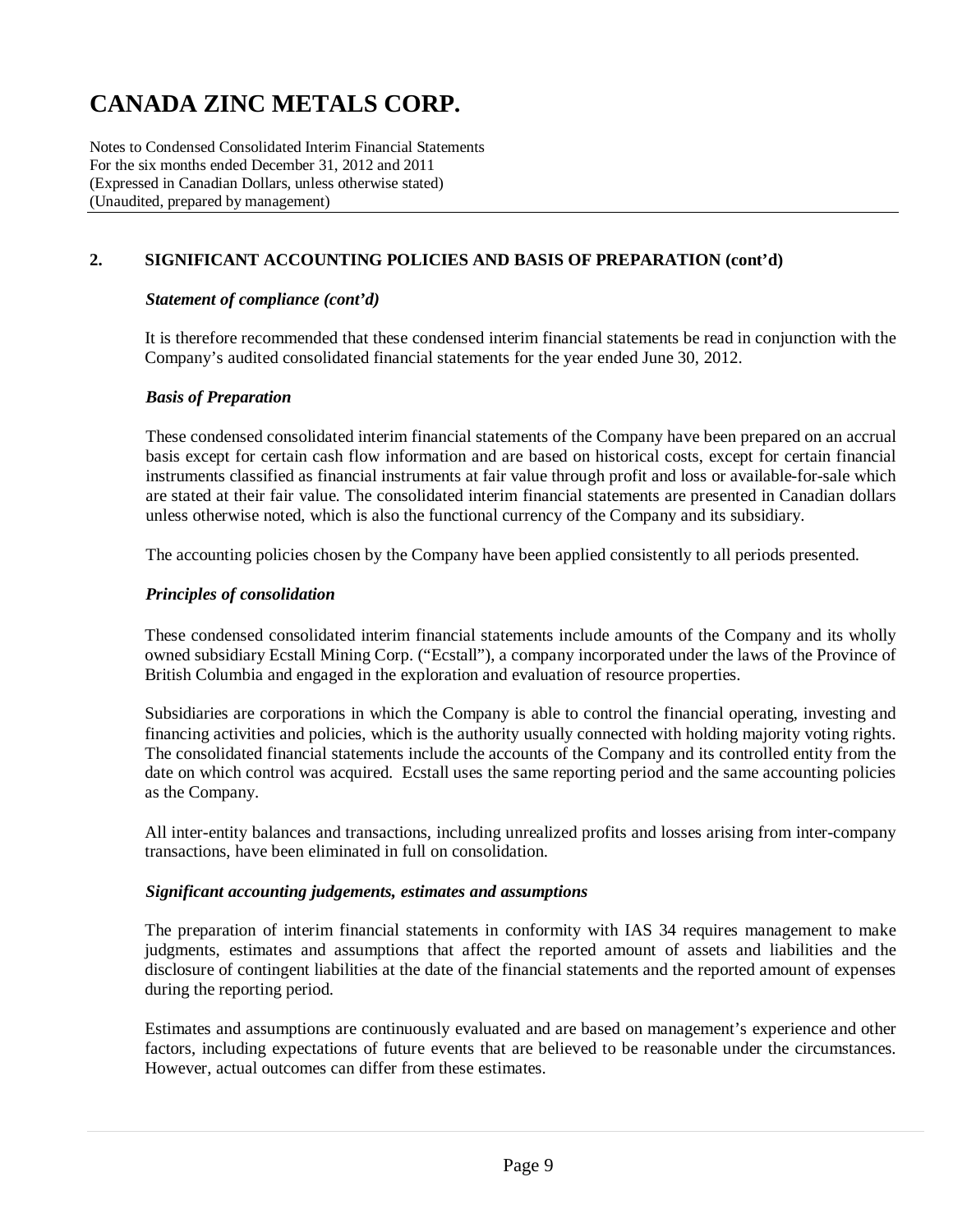## 2. SIGNIFICANT ACCOUNTING POLICIES AND BASIS OF PREPARATION (cont'd)

### *Statement of compliance (cont'd)*

It is therefore recommended that these condensed interim financial statements be read in conjunction with the Company's audited consolidated financial statements for the year ended June 30, 2012.

### *Basis of Preparation*

These condensed consolidated interim financial statements of the Company have been prepared on an accrual basis except for certain cash flow information and are based on historical costs, except for certain financial instruments classified as financial instruments at fair value through profit and loss or available-for-sale which are stated at their fair value. The consolidated interim financial statements are presented in Canadian dollars unless otherwise noted, which is also the functional currency of the Company and its subsidiary.

The accounting policies chosen by the Company have been applied consistently to all periods presented.

### *Principles of consolidation*

These condensed consolidated interim financial statements include amounts of the Company and its wholly owned subsidiary Ecstall Mining Corp. ("Ecstall"), a company incorporated under the laws of the Province of British Columbia and engaged in the exploration and evaluation of resource properties.

Subsidiaries are corporations in which the Company is able to control the financial operating, investing and financing activities and policies, which is the authority usually connected with holding majority voting rights. The consolidated financial statements include the accounts of the Company and its controlled entity from the date on which control was acquired. Ecstall uses the same reporting period and the same accounting policies as the Company.

All inter-entity balances and transactions, including unrealized profits and losses arising from inter-company transactions, have been eliminated in full on consolidation.

### *Significant accounting judgements, estimates and assumptions*

The preparation of interim financial statements in conformity with IAS 34 requires management to make judgments, estimates and assumptions that affect the reported amount of assets and liabilities and the disclosure of contingent liabilities at the date of the financial statements and the reported amount of expenses during the reporting period.

Estimates and assumptions are continuously evaluated and are based on management's experience and other factors, including expectations of future events that are believed to be reasonable under the circumstances. However, actual outcomes can differ from these estimates.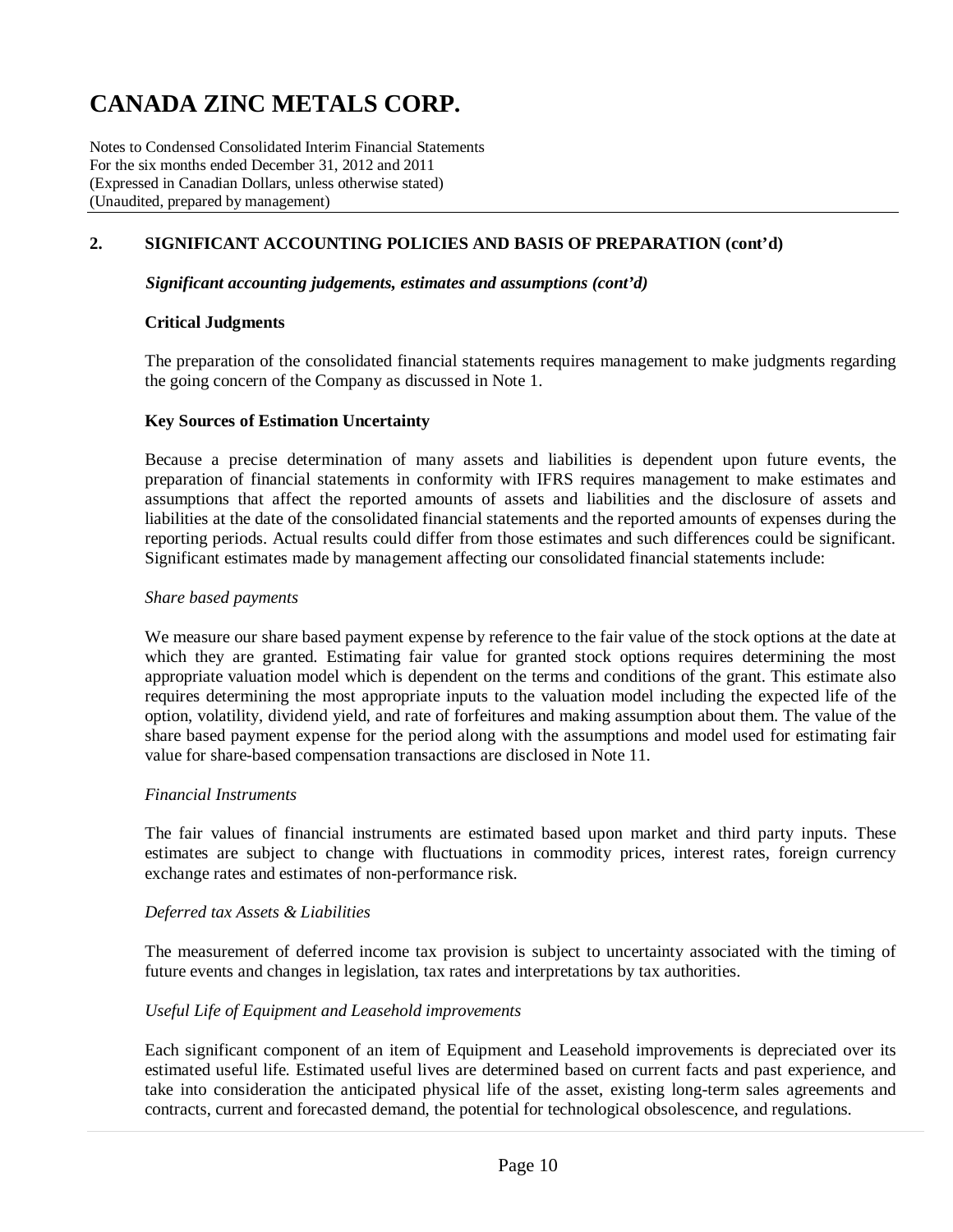## 2. SIGNIFICANT ACCOUNTING POLICIES AND BASIS OF PREPARATION (cont'd)

***Significant accounting judgements, estimates and assumptions (cont'd)***

**Critical Judgments**

The preparation of the consolidated financial statements requires management to make judgments regarding the going concern of the Company as discussed in Note 1.

**Key Sources of Estimation Uncertainty**

Because a precise determination of many assets and liabilities is dependent upon future events, the preparation of financial statements in conformity with IFRS requires management to make estimates and assumptions that affect the reported amounts of assets and liabilities and the disclosure of assets and liabilities at the date of the consolidated financial statements and the reported amounts of expenses during the reporting periods. Actual results could differ from those estimates and such differences could be significant. Significant estimates made by management affecting our consolidated financial statements include:

*Share based payments*

We measure our share based payment expense by reference to the fair value of the stock options at the date at which they are granted. Estimating fair value for granted stock options requires determining the most appropriate valuation model which is dependent on the terms and conditions of the grant. This estimate also requires determining the most appropriate inputs to the valuation model including the expected life of the option, volatility, dividend yield, and rate of forfeitures and making assumption about them. The value of the share based payment expense for the period along with the assumptions and model used for estimating fair value for share-based compensation transactions are disclosed in Note 11.

*Financial Instruments*

The fair values of financial instruments are estimated based upon market and third party inputs. These estimates are subject to change with fluctuations in commodity prices, interest rates, foreign currency exchange rates and estimates of non-performance risk.

*Deferred tax Assets & Liabilities*

The measurement of deferred income tax provision is subject to uncertainty associated with the timing of future events and changes in legislation, tax rates and interpretations by tax authorities.

*Useful Life of Equipment and Leasehold improvements*

Each significant component of an item of Equipment and Leasehold improvements is depreciated over its estimated useful life. Estimated useful lives are determined based on current facts and past experience, and take into consideration the anticipated physical life of the asset, existing long-term sales agreements and contracts, current and forecasted demand, the potential for technological obsolescence, and regulations.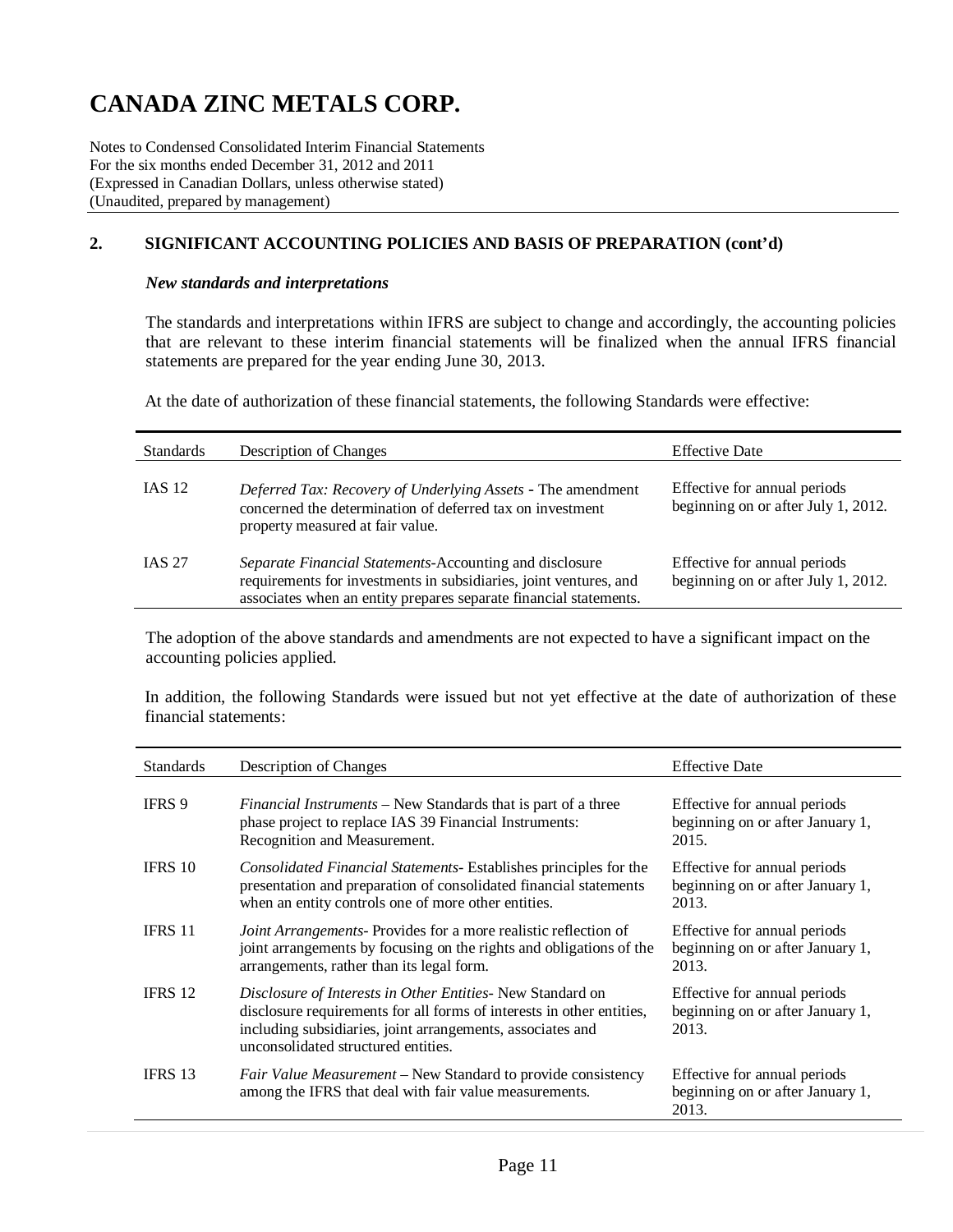# CANADA ZINC METALS CORP.

Notes to Condensed Consolidated Interim Financial Statements
For the six months ended December 31, 2012 and 2011
(Expressed in Canadian Dollars, unless otherwise stated)
(Unaudited, prepared by management)

## 2. SIGNIFICANT ACCOUNTING POLICIES AND BASIS OF PREPARATION (cont'd)

***New standards and interpretations***

The standards and interpretations within IFRS are subject to change and accordingly, the accounting policies that are relevant to these interim financial statements will be finalized when the annual IFRS financial statements are prepared for the year ending June 30, 2013.

At the date of authorization of these financial statements, the following Standards were effective:

| Standards | Description of Changes | Effective Date |
|---|---|---|
| IAS 12 | *Deferred Tax: Recovery of Underlying Assets* - The amendment concerned the determination of deferred tax on investment property measured at fair value. | Effective for annual periods beginning on or after July 1, 2012. |
| IAS 27 | *Separate Financial Statements*-Accounting and disclosure requirements for investments in subsidiaries, joint ventures, and associates when an entity prepares separate financial statements. | Effective for annual periods beginning on or after July 1, 2012. |

The adoption of the above standards and amendments are not expected to have a significant impact on the accounting policies applied.

In addition, the following Standards were issued but not yet effective at the date of authorization of these financial statements:

| Standards | Description of Changes | Effective Date |
|---|---|---|
| IFRS 9 | *Financial Instruments* – New Standards that is part of a three phase project to replace IAS 39 Financial Instruments: Recognition and Measurement. | Effective for annual periods beginning on or after January 1, 2015. |
| IFRS 10 | *Consolidated Financial Statements*- Establishes principles for the presentation and preparation of consolidated financial statements when an entity controls one of more other entities. | Effective for annual periods beginning on or after January 1, 2013. |
| IFRS 11 | *Joint Arrangements*- Provides for a more realistic reflection of joint arrangements by focusing on the rights and obligations of the arrangements, rather than its legal form. | Effective for annual periods beginning on or after January 1, 2013. |
| IFRS 12 | *Disclosure of Interests in Other Entities*- New Standard on disclosure requirements for all forms of interests in other entities, including subsidiaries, joint arrangements, associates and unconsolidated structured entities. | Effective for annual periods beginning on or after January 1, 2013. |
| IFRS 13 | *Fair Value Measurement* – New Standard to provide consistency among the IFRS that deal with fair value measurements. | Effective for annual periods beginning on or after January 1, 2013. |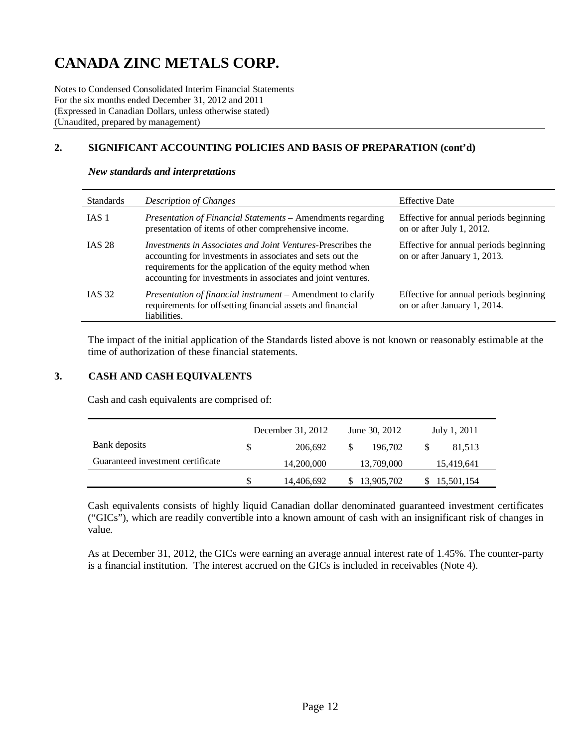# CANADA ZINC METALS CORP.

Notes to Condensed Consolidated Interim Financial Statements
For the six months ended December 31, 2012 and 2011
(Expressed in Canadian Dollars, unless otherwise stated)
(Unaudited, prepared by management)

## 2. SIGNIFICANT ACCOUNTING POLICIES AND BASIS OF PREPARATION (cont'd)

***New standards and interpretations***

| Standards | *Description of Changes* | Effective Date |
|---|---|---|
| IAS 1 | *Presentation of Financial Statements* – Amendments regarding presentation of items of other comprehensive income. | Effective for annual periods beginning on or after July 1, 2012. |
| IAS 28 | *Investments in Associates and Joint Ventures*-Prescribes the accounting for investments in associates and sets out the requirements for the application of the equity method when accounting for investments in associates and joint ventures. | Effective for annual periods beginning on or after January 1, 2013. |
| IAS 32 | *Presentation of financial instrument* – Amendment to clarify requirements for offsetting financial assets and financial liabilities. | Effective for annual periods beginning on or after January 1, 2014. |

The impact of the initial application of the Standards listed above is not known or reasonably estimable at the time of authorization of these financial statements.

## 3. CASH AND CASH EQUIVALENTS

Cash and cash equivalents are comprised of:

| | December 31, 2012 | June 30, 2012 | July 1, 2011 |
|---|---|---|---|
| Bank deposits | $ 206,692 | $ 196,702 | $ 81,513 |
| Guaranteed investment certificate | 14,200,000 | 13,709,000 | 15,419,641 |
| | $ 14,406,692 | $ 13,905,702 | $ 15,501,154 |

Cash equivalents consists of highly liquid Canadian dollar denominated guaranteed investment certificates ("GICs"), which are readily convertible into a known amount of cash with an insignificant risk of changes in value.

As at December 31, 2012, the GICs were earning an average annual interest rate of 1.45%. The counter-party is a financial institution. The interest accrued on the GICs is included in receivables (Note 4).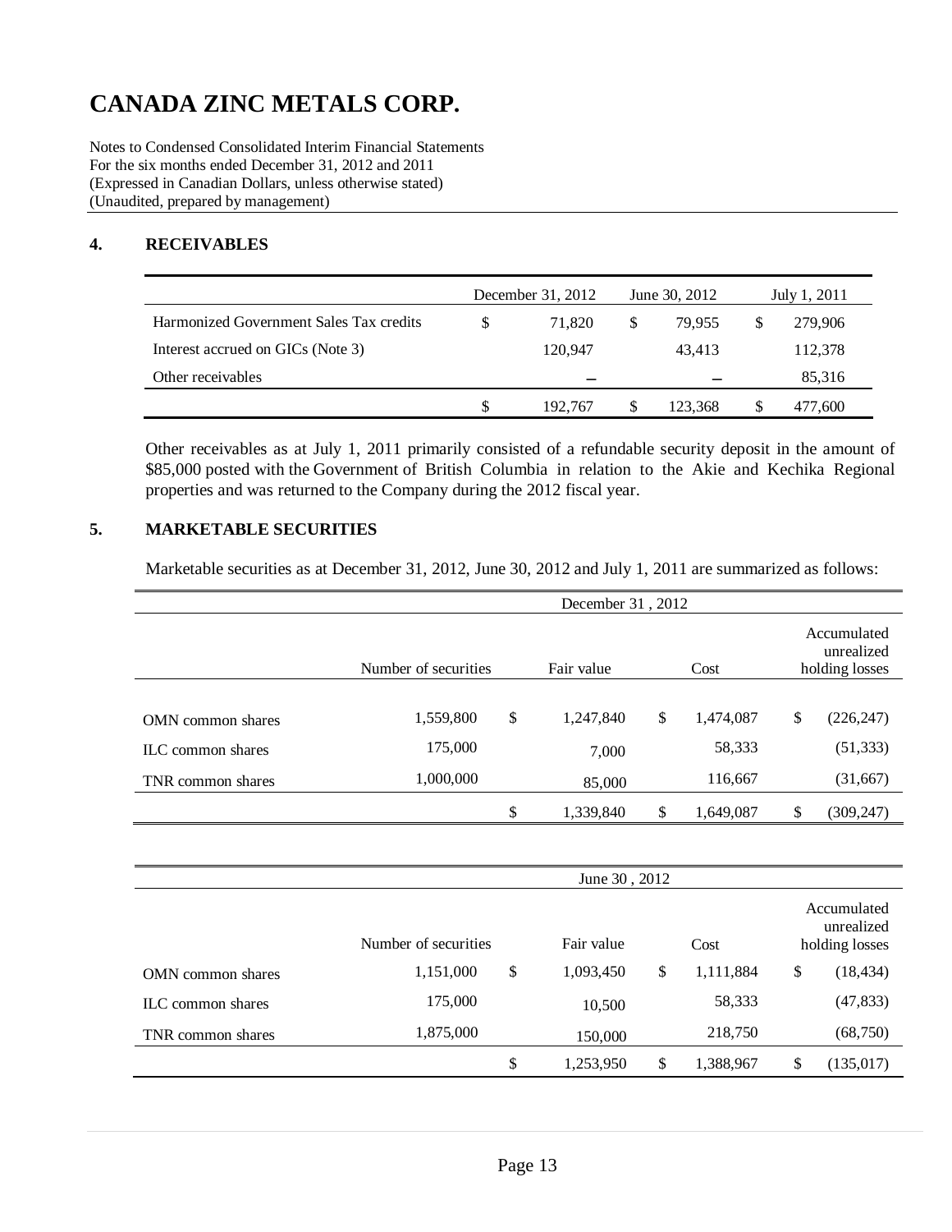# CANADA ZINC METALS CORP.

Notes to Condensed Consolidated Interim Financial Statements
For the six months ended December 31, 2012 and 2011
(Expressed in Canadian Dollars, unless otherwise stated)
(Unaudited, prepared by management)

## 4. RECEIVABLES

| | December 31, 2012 | June 30, 2012 | July 1, 2011 |
|---|---|---|---|
| Harmonized Government Sales Tax credits | $ 71,820 | $ 79,955 | $ 279,906 |
| Interest accrued on GICs (Note 3) | 120,947 | 43,413 | 112,378 |
| Other receivables | – | – | 85,316 |
| | $ 192,767 | $ 123,368 | $ 477,600 |

Other receivables as at July 1, 2011 primarily consisted of a refundable security deposit in the amount of $85,000 posted with the Government of British Columbia in relation to the Akie and Kechika Regional properties and was returned to the Company during the 2012 fiscal year.

## 5. MARKETABLE SECURITIES

Marketable securities as at December 31, 2012, June 30, 2012 and July 1, 2011 are summarized as follows:

| | December 31 , 2012 | | | |
|---|---|---|---|---|
| | Number of securities | Fair value | Cost | Accumulated unrealized holding losses |
| OMN common shares | 1,559,800 | $ 1,247,840 | $ 1,474,087 | $ (226,247) |
| ILC common shares | 175,000 | 7,000 | 58,333 | (51,333) |
| TNR common shares | 1,000,000 | 85,000 | 116,667 | (31,667) |
| | | $ 1,339,840 | $ 1,649,087 | $ (309,247) |

| | June 30 , 2012 | | | |
|---|---|---|---|---|
| | Number of securities | Fair value | Cost | Accumulated unrealized holding losses |
| OMN common shares | 1,151,000 | $ 1,093,450 | $ 1,111,884 | $ (18,434) |
| ILC common shares | 175,000 | 10,500 | 58,333 | (47,833) |
| TNR common shares | 1,875,000 | 150,000 | 218,750 | (68,750) |
| | | $ 1,253,950 | $ 1,388,967 | $ (135,017) |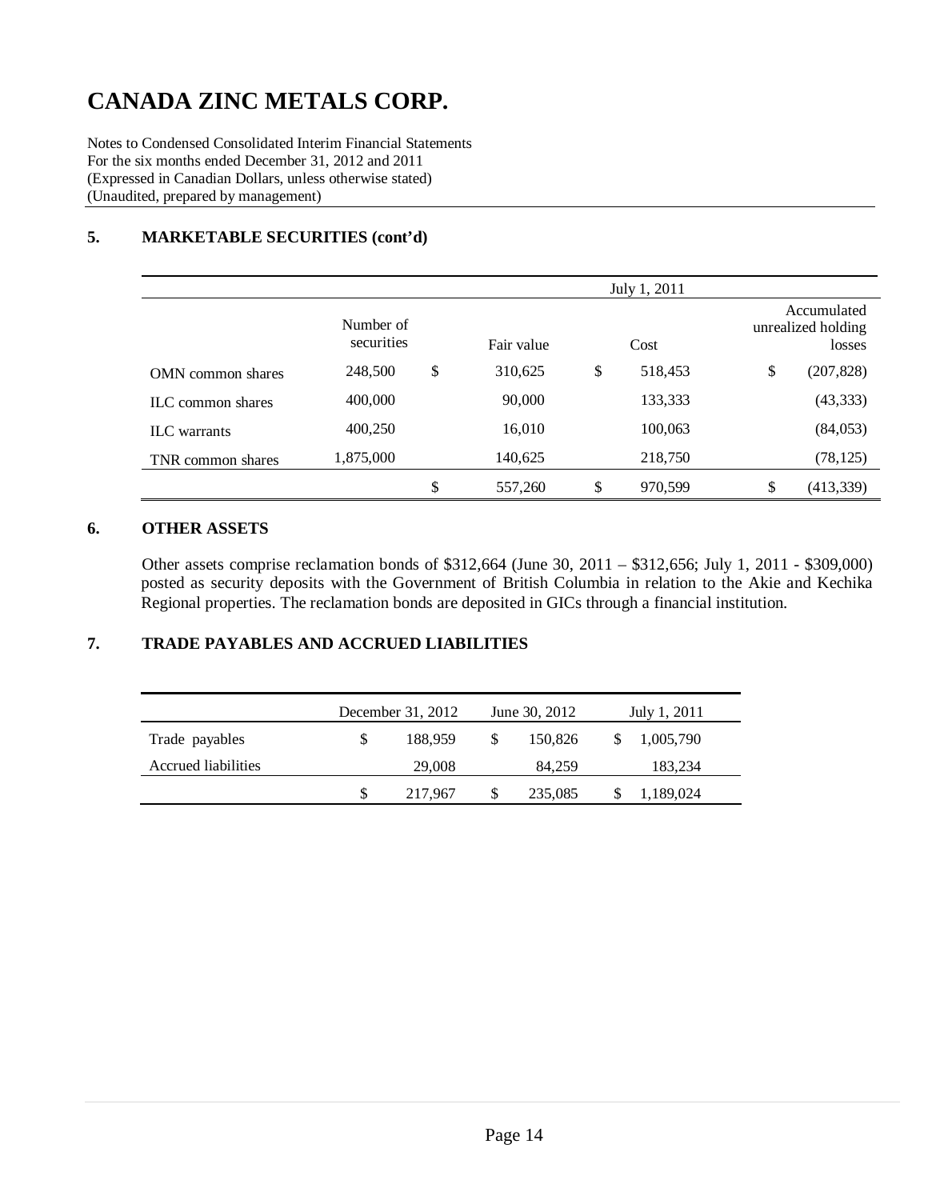# CANADA ZINC METALS CORP.

Notes to Condensed Consolidated Interim Financial Statements
For the six months ended December 31, 2012 and 2011
(Expressed in Canadian Dollars, unless otherwise stated)
(Unaudited, prepared by management)

## 5. MARKETABLE SECURITIES (cont'd)

| | July 1, 2011 | | | |
|---|---|---|---|---|
| | Number of securities | Fair value | Cost | Accumulated unrealized holding losses |
| OMN common shares | 248,500 | $ 310,625 | $ 518,453 | $ (207,828) |
| ILC common shares | 400,000 | 90,000 | 133,333 | (43,333) |
| ILC warrants | 400,250 | 16,010 | 100,063 | (84,053) |
| TNR common shares | 1,875,000 | 140,625 | 218,750 | (78,125) |
| | | $ 557,260 | $ 970,599 | $ (413,339) |

## 6. OTHER ASSETS

Other assets comprise reclamation bonds of $312,664 (June 30, 2011 – $312,656; July 1, 2011 - $309,000) posted as security deposits with the Government of British Columbia in relation to the Akie and Kechika Regional properties. The reclamation bonds are deposited in GICs through a financial institution.

## 7. TRADE PAYABLES AND ACCRUED LIABILITIES

| | December 31, 2012 | June 30, 2012 | July 1, 2011 |
|---|---|---|---|
| Trade payables | $ 188,959 | $ 150,826 | $ 1,005,790 |
| Accrued liabilities | 29,008 | 84,259 | 183,234 |
| | $ 217,967 | $ 235,085 | $ 1,189,024 |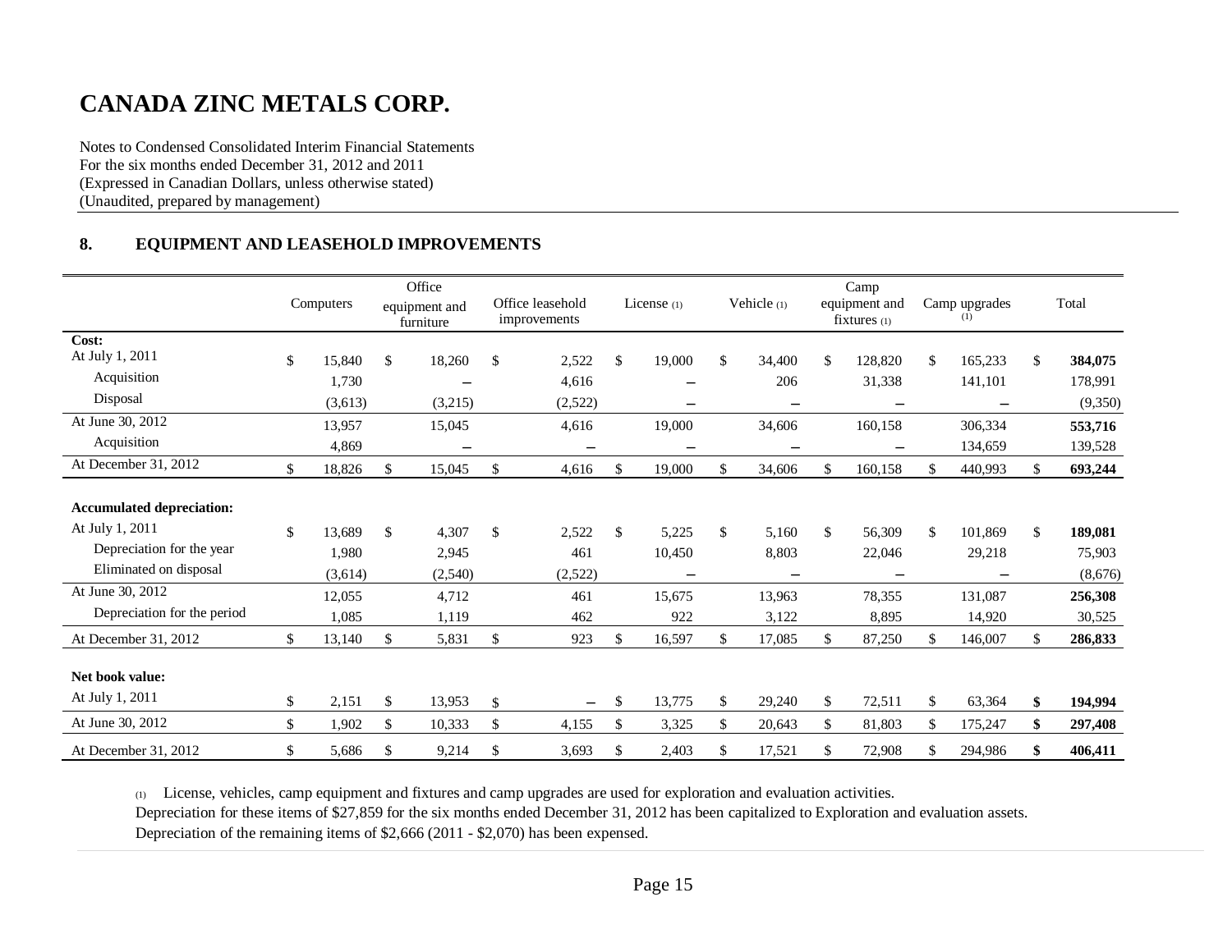# CANADA ZINC METALS CORP.

Notes to Condensed Consolidated Interim Financial Statements
For the six months ended December 31, 2012 and 2011
(Expressed in Canadian Dollars, unless otherwise stated)
(Unaudited, prepared by management)

## 8. EQUIPMENT AND LEASEHOLD IMPROVEMENTS

| | Computers | Office equipment and furniture | Office leasehold improvements | License (1) | Vehicle (1) | Camp equipment and fixtures (1) | Camp upgrades (1) | Total |
|---|---|---|---|---|---|---|---|---|
| **Cost:** | | | | | | | | |
| At July 1, 2011 | $ 15,840 | $ 18,260 | $ 2,522 | $ 19,000 | $ 34,400 | $ 128,820 | $ 165,233 | $ **384,075** |
| Acquisition | 1,730 | – | 4,616 | – | 206 | 31,338 | 141,101 | 178,991 |
| Disposal | (3,613) | (3,215) | (2,522) | – | – | – | – | (9,350) |
| At June 30, 2012 | 13,957 | 15,045 | 4,616 | 19,000 | 34,606 | 160,158 | 306,334 | **553,716** |
| Acquisition | 4,869 | – | – | – | – | – | 134,659 | 139,528 |
| At December 31, 2012 | $ 18,826 | $ 15,045 | $ 4,616 | $ 19,000 | $ 34,606 | $ 160,158 | $ 440,993 | $ **693,244** |
| **Accumulated depreciation:** | | | | | | | | |
| At July 1, 2011 | $ 13,689 | $ 4,307 | $ 2,522 | $ 5,225 | $ 5,160 | $ 56,309 | $ 101,869 | $ **189,081** |
| Depreciation for the year | 1,980 | 2,945 | 461 | 10,450 | 8,803 | 22,046 | 29,218 | 75,903 |
| Eliminated on disposal | (3,614) | (2,540) | (2,522) | – | – | – | – | (8,676) |
| At June 30, 2012 | 12,055 | 4,712 | 461 | 15,675 | 13,963 | 78,355 | 131,087 | **256,308** |
| Depreciation for the period | 1,085 | 1,119 | 462 | 922 | 3,122 | 8,895 | 14,920 | 30,525 |
| At December 31, 2012 | $ 13,140 | $ 5,831 | $ 923 | $ 16,597 | $ 17,085 | $ 87,250 | $ 146,007 | $ **286,833** |
| **Net book value:** | | | | | | | | |
| At July 1, 2011 | $ 2,151 | $ 13,953 | $ – | $ 13,775 | $ 29,240 | $ 72,511 | $ 63,364 | **$ 194,994** |
| At June 30, 2012 | $ 1,902 | $ 10,333 | $ 4,155 | $ 3,325 | $ 20,643 | $ 81,803 | $ 175,247 | **$ 297,408** |
| At December 31, 2012 | $ 5,686 | $ 9,214 | $ 3,693 | $ 2,403 | $ 17,521 | $ 72,908 | $ 294,986 | **$ 406,411** |

(1) License, vehicles, camp equipment and fixtures and camp upgrades are used for exploration and evaluation activities.
Depreciation for these items of $27,859 for the six months ended December 31, 2012 has been capitalized to Exploration and evaluation assets.
Depreciation of the remaining items of $2,666 (2011 - $2,070) has been expensed.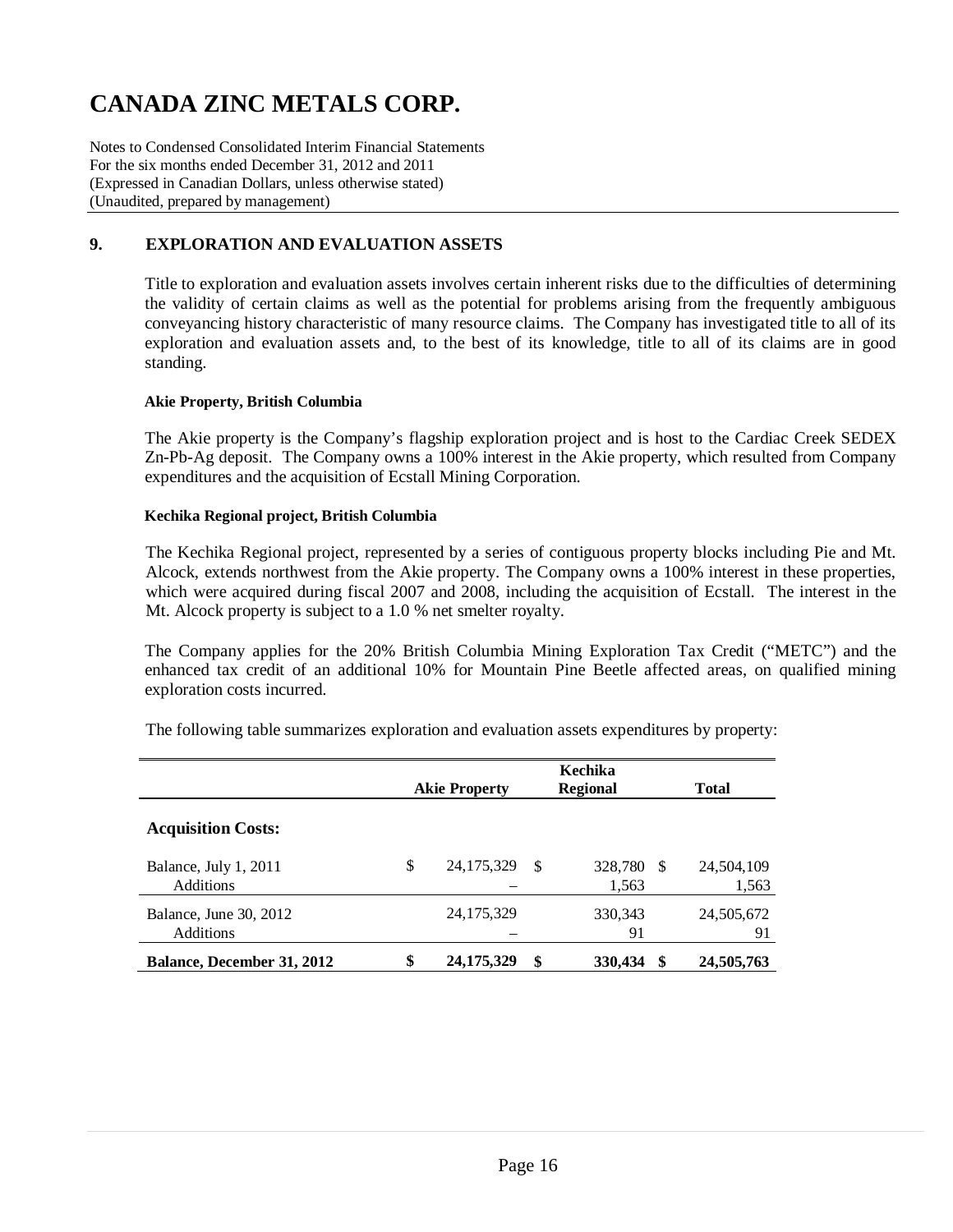# CANADA ZINC METALS CORP.

Notes to Condensed Consolidated Interim Financial Statements
For the six months ended December 31, 2012 and 2011
(Expressed in Canadian Dollars, unless otherwise stated)
(Unaudited, prepared by management)

## 9. EXPLORATION AND EVALUATION ASSETS

Title to exploration and evaluation assets involves certain inherent risks due to the difficulties of determining the validity of certain claims as well as the potential for problems arising from the frequently ambiguous conveyancing history characteristic of many resource claims. The Company has investigated title to all of its exploration and evaluation assets and, to the best of its knowledge, title to all of its claims are in good standing.

**Akie Property, British Columbia**

The Akie property is the Company's flagship exploration project and is host to the Cardiac Creek SEDEX Zn-Pb-Ag deposit. The Company owns a 100% interest in the Akie property, which resulted from Company expenditures and the acquisition of Ecstall Mining Corporation.

**Kechika Regional project, British Columbia**

The Kechika Regional project, represented by a series of contiguous property blocks including Pie and Mt. Alcock, extends northwest from the Akie property. The Company owns a 100% interest in these properties, which were acquired during fiscal 2007 and 2008, including the acquisition of Ecstall. The interest in the Mt. Alcock property is subject to a 1.0 % net smelter royalty.

The Company applies for the 20% British Columbia Mining Exploration Tax Credit ("METC") and the enhanced tax credit of an additional 10% for Mountain Pine Beetle affected areas, on qualified mining exploration costs incurred.

The following table summarizes exploration and evaluation assets expenditures by property:

| | Akie Property | Kechika Regional | Total |
|---|---|---|---|
| **Acquisition Costs:** | | | |
| Balance, July 1, 2011 | $ 24,175,329 | $ 328,780 | $ 24,504,109 |
| Additions | – | 1,563 | 1,563 |
| Balance, June 30, 2012 | 24,175,329 | 330,343 | 24,505,672 |
| Additions | – | 91 | 91 |
| **Balance, December 31, 2012** | **$ 24,175,329** | **$ 330,434** | **$ 24,505,763** |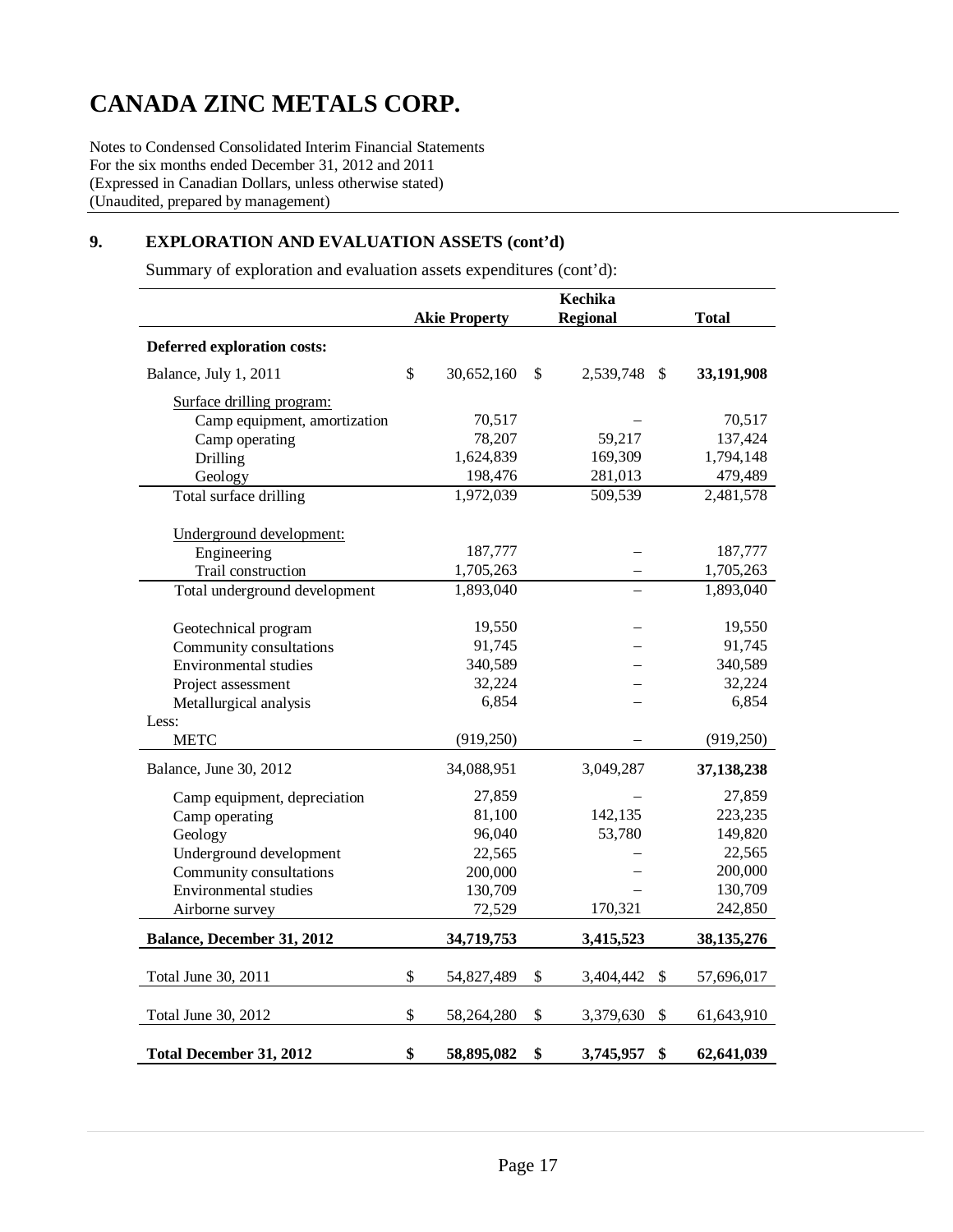# CANADA ZINC METALS CORP.

Notes to Condensed Consolidated Interim Financial Statements
For the six months ended December 31, 2012 and 2011
(Expressed in Canadian Dollars, unless otherwise stated)
(Unaudited, prepared by management)

## 9. EXPLORATION AND EVALUATION ASSETS (cont'd)

Summary of exploration and evaluation assets expenditures (cont'd):

| | Akie Property | Kechika Regional | Total |
|---|---|---|---|
| **Deferred exploration costs:** | | | |
| Balance, July 1, 2011 | $ 30,652,160 | $ 2,539,748 | $ **33,191,908** |
| Surface drilling program: | | | |
| Camp equipment, amortization | 70,517 | – | 70,517 |
| Camp operating | 78,207 | 59,217 | 137,424 |
| Drilling | 1,624,839 | 169,309 | 1,794,148 |
| Geology | 198,476 | 281,013 | 479,489 |
| Total surface drilling | 1,972,039 | 509,539 | 2,481,578 |
| Underground development: | | | |
| Engineering | 187,777 | – | 187,777 |
| Trail construction | 1,705,263 | – | 1,705,263 |
| Total underground development | 1,893,040 | – | 1,893,040 |
| Geotechnical program | 19,550 | – | 19,550 |
| Community consultations | 91,745 | – | 91,745 |
| Environmental studies | 340,589 | – | 340,589 |
| Project assessment | 32,224 | – | 32,224 |
| Metallurgical analysis | 6,854 | – | 6,854 |
| Less: | | | |
| METC | (919,250) | – | (919,250) |
| Balance, June 30, 2012 | 34,088,951 | 3,049,287 | **37,138,238** |
| Camp equipment, depreciation | 27,859 | – | 27,859 |
| Camp operating | 81,100 | 142,135 | 223,235 |
| Geology | 96,040 | 53,780 | 149,820 |
| Underground development | 22,565 | – | 22,565 |
| Community consultations | 200,000 | – | 200,000 |
| Environmental studies | 130,709 | – | 130,709 |
| Airborne survey | 72,529 | 170,321 | 242,850 |
| **Balance, December 31, 2012** | **34,719,753** | **3,415,523** | **38,135,276** |
| Total June 30, 2011 | $ 54,827,489 | $ 3,404,442 | $ 57,696,017 |
| Total June 30, 2012 | $ 58,264,280 | $ 3,379,630 | $ 61,643,910 |
| **Total December 31, 2012** | **$ 58,895,082** | **$ 3,745,957** | **$ 62,641,039** |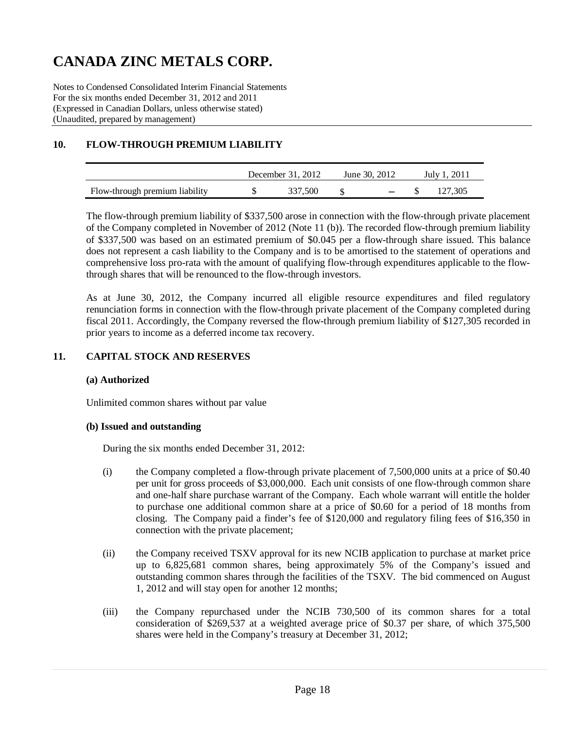# CANADA ZINC METALS CORP.

Notes to Condensed Consolidated Interim Financial Statements
For the six months ended December 31, 2012 and 2011
(Expressed in Canadian Dollars, unless otherwise stated)
(Unaudited, prepared by management)

## 10. FLOW-THROUGH PREMIUM LIABILITY

| | December 31, 2012 | June 30, 2012 | July 1, 2011 |
|---|---|---|---|
| Flow-through premium liability | $ 337,500 | $ – | $ 127,305 |

The flow-through premium liability of $337,500 arose in connection with the flow-through private placement of the Company completed in November of 2012 (Note 11 (b)). The recorded flow-through premium liability of $337,500 was based on an estimated premium of $0.045 per a flow-through share issued. This balance does not represent a cash liability to the Company and is to be amortised to the statement of operations and comprehensive loss pro-rata with the amount of qualifying flow-through expenditures applicable to the flow-through shares that will be renounced to the flow-through investors.

As at June 30, 2012, the Company incurred all eligible resource expenditures and filed regulatory renunciation forms in connection with the flow-through private placement of the Company completed during fiscal 2011. Accordingly, the Company reversed the flow-through premium liability of $127,305 recorded in prior years to income as a deferred income tax recovery.

## 11. CAPITAL STOCK AND RESERVES

### (a) Authorized

Unlimited common shares without par value

### (b) Issued and outstanding

During the six months ended December 31, 2012:

(i) the Company completed a flow-through private placement of 7,500,000 units at a price of $0.40 per unit for gross proceeds of $3,000,000. Each unit consists of one flow-through common share and one-half share purchase warrant of the Company. Each whole warrant will entitle the holder to purchase one additional common share at a price of $0.60 for a period of 18 months from closing. The Company paid a finder's fee of $120,000 and regulatory filing fees of $16,350 in connection with the private placement;

(ii) the Company received TSXV approval for its new NCIB application to purchase at market price up to 6,825,681 common shares, being approximately 5% of the Company's issued and outstanding common shares through the facilities of the TSXV. The bid commenced on August 1, 2012 and will stay open for another 12 months;

(iii) the Company repurchased under the NCIB 730,500 of its common shares for a total consideration of $269,537 at a weighted average price of $0.37 per share, of which 375,500 shares were held in the Company's treasury at December 31, 2012;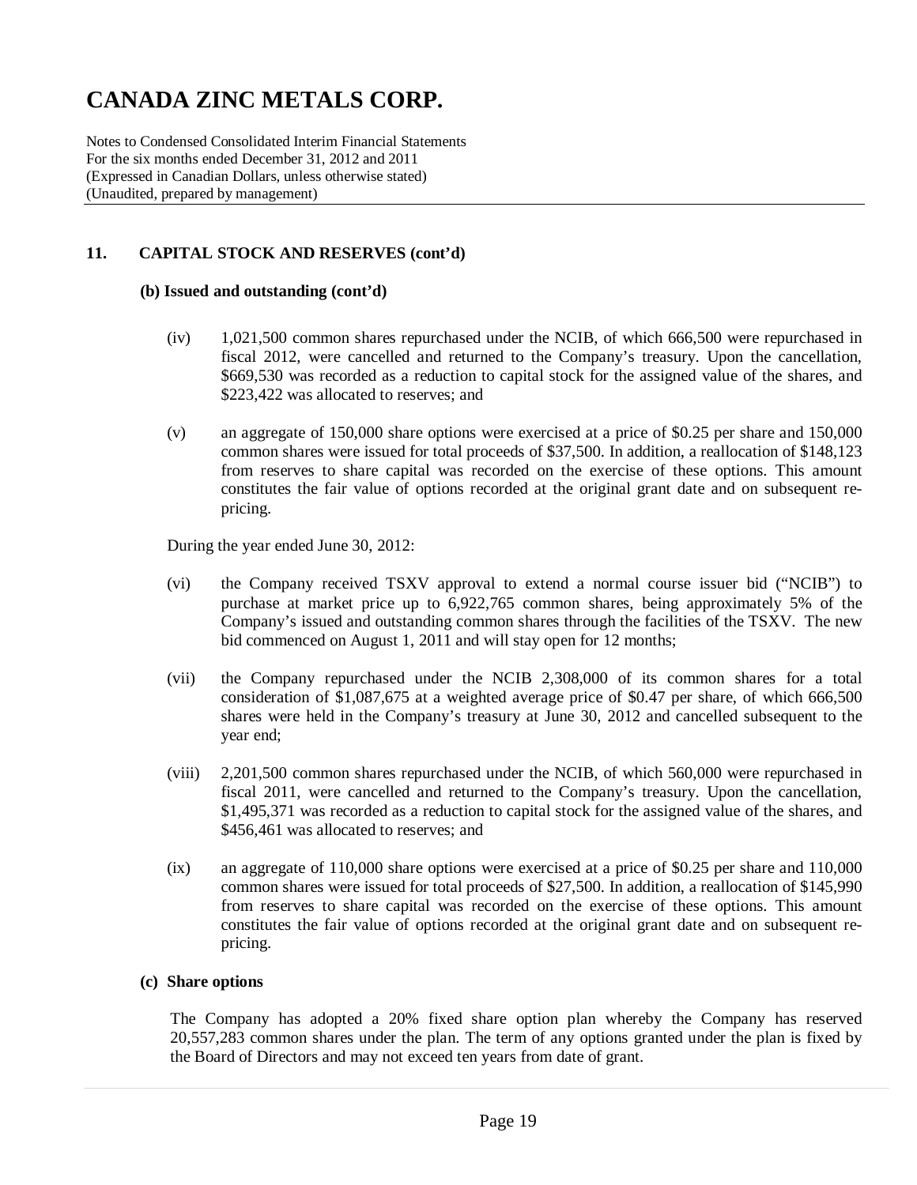## 11. CAPITAL STOCK AND RESERVES (cont'd)

### (b) Issued and outstanding (cont'd)

(iv) 1,021,500 common shares repurchased under the NCIB, of which 666,500 were repurchased in fiscal 2012, were cancelled and returned to the Company's treasury. Upon the cancellation, $669,530 was recorded as a reduction to capital stock for the assigned value of the shares, and $223,422 was allocated to reserves; and

(v) an aggregate of 150,000 share options were exercised at a price of $0.25 per share and 150,000 common shares were issued for total proceeds of $37,500. In addition, a reallocation of $148,123 from reserves to share capital was recorded on the exercise of these options. This amount constitutes the fair value of options recorded at the original grant date and on subsequent re-pricing.

During the year ended June 30, 2012:

(vi) the Company received TSXV approval to extend a normal course issuer bid ("NCIB") to purchase at market price up to 6,922,765 common shares, being approximately 5% of the Company's issued and outstanding common shares through the facilities of the TSXV. The new bid commenced on August 1, 2011 and will stay open for 12 months;

(vii) the Company repurchased under the NCIB 2,308,000 of its common shares for a total consideration of $1,087,675 at a weighted average price of $0.47 per share, of which 666,500 shares were held in the Company's treasury at June 30, 2012 and cancelled subsequent to the year end;

(viii) 2,201,500 common shares repurchased under the NCIB, of which 560,000 were repurchased in fiscal 2011, were cancelled and returned to the Company's treasury. Upon the cancellation, $1,495,371 was recorded as a reduction to capital stock for the assigned value of the shares, and $456,461 was allocated to reserves; and

(ix) an aggregate of 110,000 share options were exercised at a price of $0.25 per share and 110,000 common shares were issued for total proceeds of $27,500. In addition, a reallocation of $145,990 from reserves to share capital was recorded on the exercise of these options. This amount constitutes the fair value of options recorded at the original grant date and on subsequent re-pricing.

### (c) Share options

The Company has adopted a 20% fixed share option plan whereby the Company has reserved 20,557,283 common shares under the plan. The term of any options granted under the plan is fixed by the Board of Directors and may not exceed ten years from date of grant.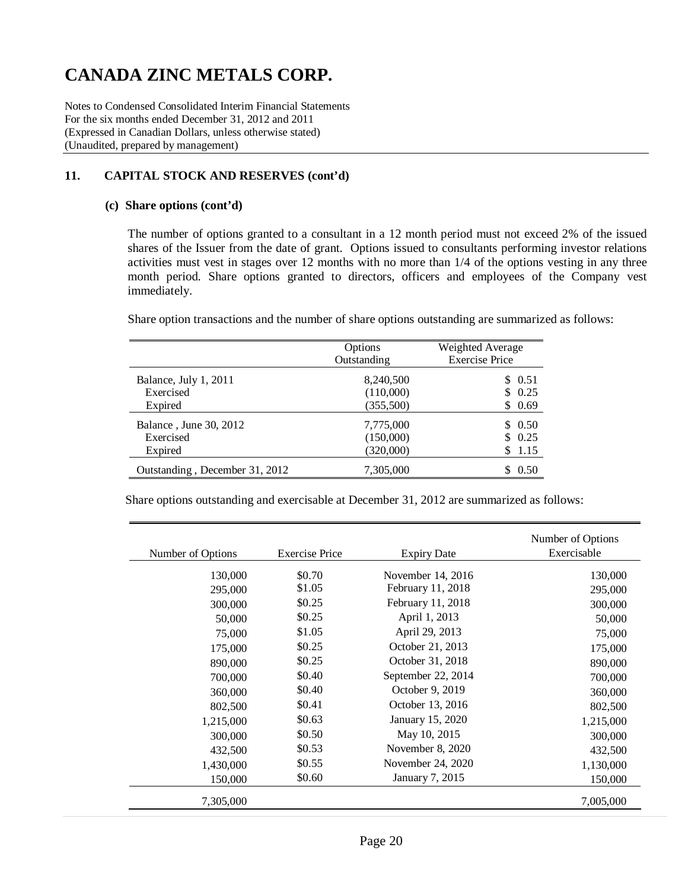# CANADA ZINC METALS CORP.

Notes to Condensed Consolidated Interim Financial Statements
For the six months ended December 31, 2012 and 2011
(Expressed in Canadian Dollars, unless otherwise stated)
(Unaudited, prepared by management)

## 11. CAPITAL STOCK AND RESERVES (cont'd)

### (c) Share options (cont'd)

The number of options granted to a consultant in a 12 month period must not exceed 2% of the issued shares of the Issuer from the date of grant. Options issued to consultants performing investor relations activities must vest in stages over 12 months with no more than 1/4 of the options vesting in any three month period. Share options granted to directors, officers and employees of the Company vest immediately.

Share option transactions and the number of share options outstanding are summarized as follows:

| | Options Outstanding | Weighted Average Exercise Price |
|---|---|---|
| Balance, July 1, 2011 | 8,240,500 | $ 0.51 |
| Exercised | (110,000) | $ 0.25 |
| Expired | (355,500) | $ 0.69 |
| Balance , June 30, 2012 | 7,775,000 | $ 0.50 |
| Exercised | (150,000) | $ 0.25 |
| Expired | (320,000) | $ 1.15 |
| Outstanding , December 31, 2012 | 7,305,000 | $ 0.50 |

Share options outstanding and exercisable at December 31, 2012 are summarized as follows:

| Number of Options | Exercise Price | Expiry Date | Number of Options Exercisable |
|---|---|---|---|
| 130,000 | $0.70 | November 14, 2016 | 130,000 |
| 295,000 | $1.05 | February 11, 2018 | 295,000 |
| 300,000 | $0.25 | February 11, 2018 | 300,000 |
| 50,000 | $0.25 | April 1, 2013 | 50,000 |
| 75,000 | $1.05 | April 29, 2013 | 75,000 |
| 175,000 | $0.25 | October 21, 2013 | 175,000 |
| 890,000 | $0.25 | October 31, 2018 | 890,000 |
| 700,000 | $0.40 | September 22, 2014 | 700,000 |
| 360,000 | $0.40 | October 9, 2019 | 360,000 |
| 802,500 | $0.41 | October 13, 2016 | 802,500 |
| 1,215,000 | $0.63 | January 15, 2020 | 1,215,000 |
| 300,000 | $0.50 | May 10, 2015 | 300,000 |
| 432,500 | $0.53 | November 8, 2020 | 432,500 |
| 1,430,000 | $0.55 | November 24, 2020 | 1,130,000 |
| 150,000 | $0.60 | January 7, 2015 | 150,000 |
| 7,305,000 | | | 7,005,000 |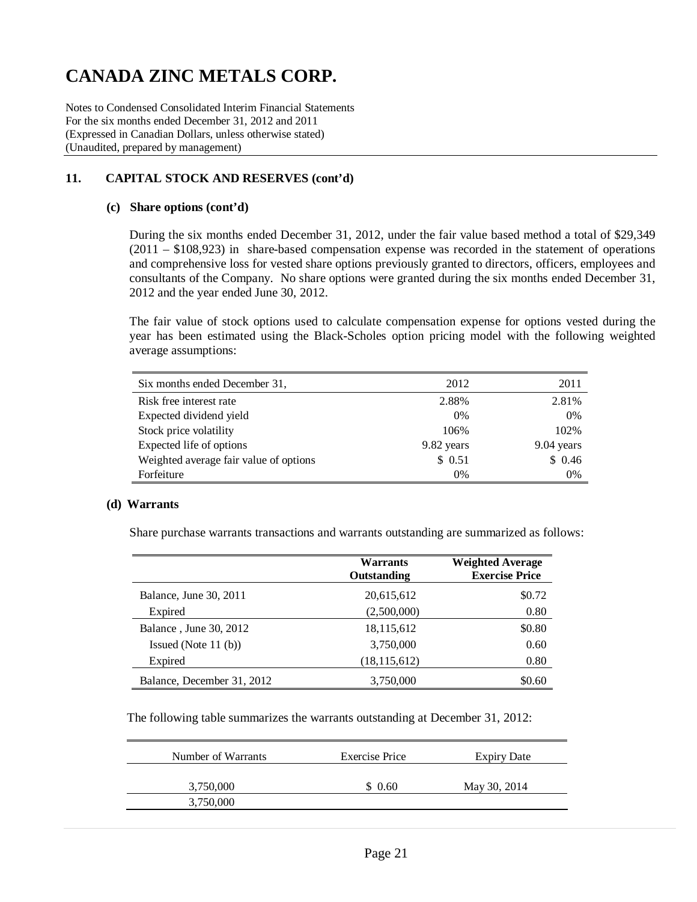# CANADA ZINC METALS CORP.

Notes to Condensed Consolidated Interim Financial Statements
For the six months ended December 31, 2012 and 2011
(Expressed in Canadian Dollars, unless otherwise stated)
(Unaudited, prepared by management)

## 11. CAPITAL STOCK AND RESERVES (cont'd)

### (c) Share options (cont'd)

During the six months ended December 31, 2012, under the fair value based method a total of $29,349 (2011 – $108,923) in share-based compensation expense was recorded in the statement of operations and comprehensive loss for vested share options previously granted to directors, officers, employees and consultants of the Company. No share options were granted during the six months ended December 31, 2012 and the year ended June 30, 2012.

The fair value of stock options used to calculate compensation expense for options vested during the year has been estimated using the Black-Scholes option pricing model with the following weighted average assumptions:

| Six months ended December 31, | 2012 | 2011 |
|---|---|---|
| Risk free interest rate | 2.88% | 2.81% |
| Expected dividend yield | 0% | 0% |
| Stock price volatility | 106% | 102% |
| Expected life of options | 9.82 years | 9.04 years |
| Weighted average fair value of options | $ 0.51 | $ 0.46 |
| Forfeiture | 0% | 0% |

### (d) Warrants

Share purchase warrants transactions and warrants outstanding are summarized as follows:

| | Warrants Outstanding | Weighted Average Exercise Price |
|---|---|---|
| Balance, June 30, 2011 | 20,615,612 | $0.72 |
| Expired | (2,500,000) | 0.80 |
| Balance , June 30, 2012 | 18,115,612 | $0.80 |
| Issued (Note 11 (b)) | 3,750,000 | 0.60 |
| Expired | (18,115,612) | 0.80 |
| Balance, December 31, 2012 | 3,750,000 | $0.60 |

The following table summarizes the warrants outstanding at December 31, 2012:

| Number of Warrants | Exercise Price | Expiry Date |
|---|---|---|
| 3,750,000 | $ 0.60 | May 30, 2014 |
| 3,750,000 | | |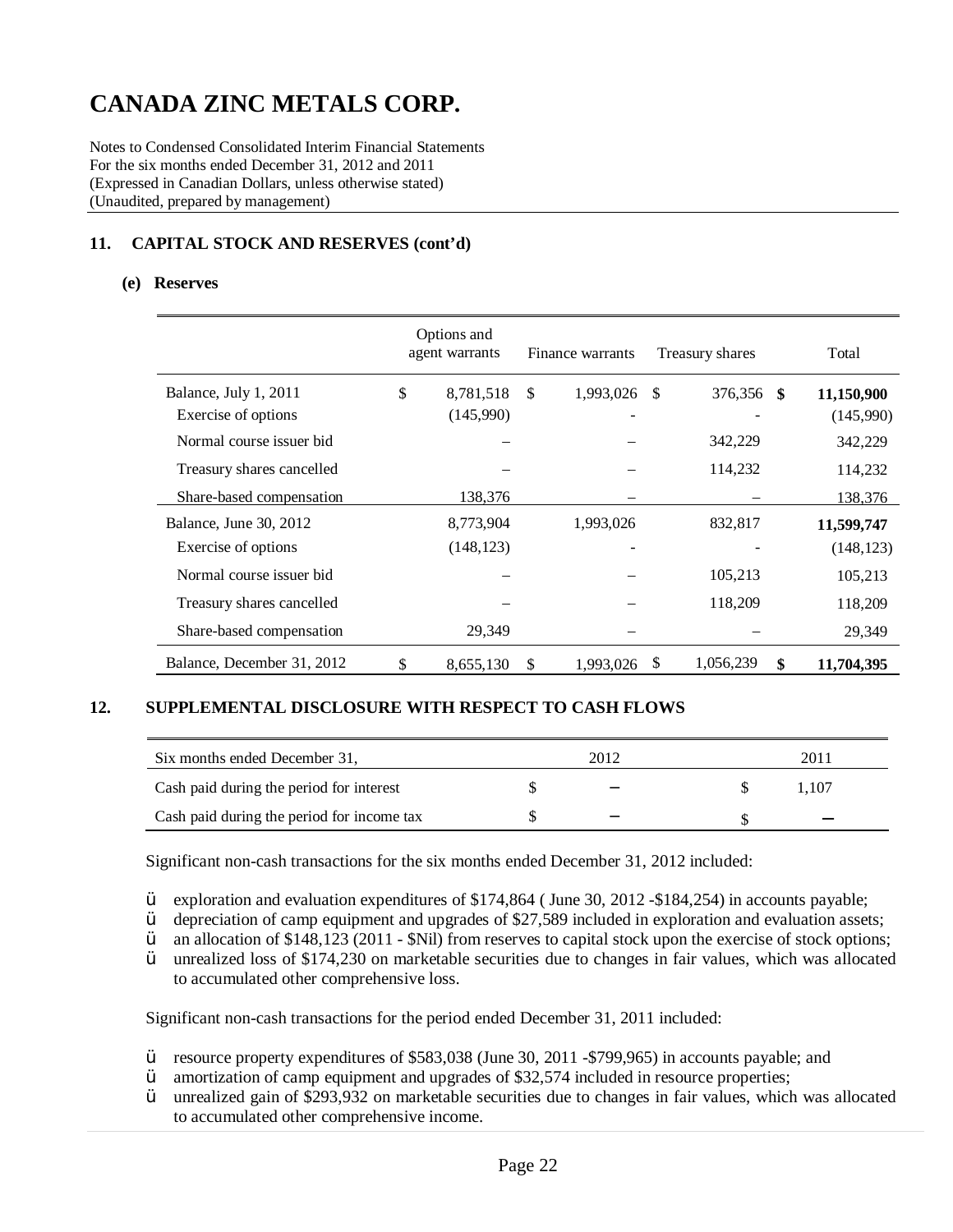# CANADA ZINC METALS CORP.

Notes to Condensed Consolidated Interim Financial Statements
For the six months ended December 31, 2012 and 2011
(Expressed in Canadian Dollars, unless otherwise stated)
(Unaudited, prepared by management)

## 11. CAPITAL STOCK AND RESERVES (cont'd)

### (e) Reserves

| | Options and agent warrants | Finance warrants | Treasury shares | Total |
|---|---|---|---|---|
| Balance, July 1, 2011 | $ 8,781,518 | $ 1,993,026 | $ 376,356 | **$ 11,150,900** |
| Exercise of options | (145,990) | - | - | (145,990) |
| Normal course issuer bid | – | – | 342,229 | 342,229 |
| Treasury shares cancelled | – | – | 114,232 | 114,232 |
| Share-based compensation | 138,376 | – | – | 138,376 |
| Balance, June 30, 2012 | 8,773,904 | 1,993,026 | 832,817 | **11,599,747** |
| Exercise of options | (148,123) | - | - | (148,123) |
| Normal course issuer bid | – | – | 105,213 | 105,213 |
| Treasury shares cancelled | – | – | 118,209 | 118,209 |
| Share-based compensation | 29,349 | – | – | 29,349 |
| Balance, December 31, 2012 | $ 8,655,130 | $ 1,993,026 | $ 1,056,239 | **$ 11,704,395** |

## 12. SUPPLEMENTAL DISCLOSURE WITH RESPECT TO CASH FLOWS

| Six months ended December 31, | 2012 | 2011 |
|---|---|---|
| Cash paid during the period for interest | $ – | $ 1,107 |
| Cash paid during the period for income tax | $ – | $ – |

Significant non-cash transactions for the six months ended December 31, 2012 included:

- exploration and evaluation expenditures of $174,864 ( June 30, 2012 -$184,254) in accounts payable;
- depreciation of camp equipment and upgrades of $27,589 included in exploration and evaluation assets;
- an allocation of $148,123 (2011 - $Nil) from reserves to capital stock upon the exercise of stock options;
- unrealized loss of $174,230 on marketable securities due to changes in fair values, which was allocated to accumulated other comprehensive loss.

Significant non-cash transactions for the period ended December 31, 2011 included:

- resource property expenditures of $583,038 (June 30, 2011 -$799,965) in accounts payable; and
- amortization of camp equipment and upgrades of $32,574 included in resource properties;
- unrealized gain of $293,932 on marketable securities due to changes in fair values, which was allocated to accumulated other comprehensive income.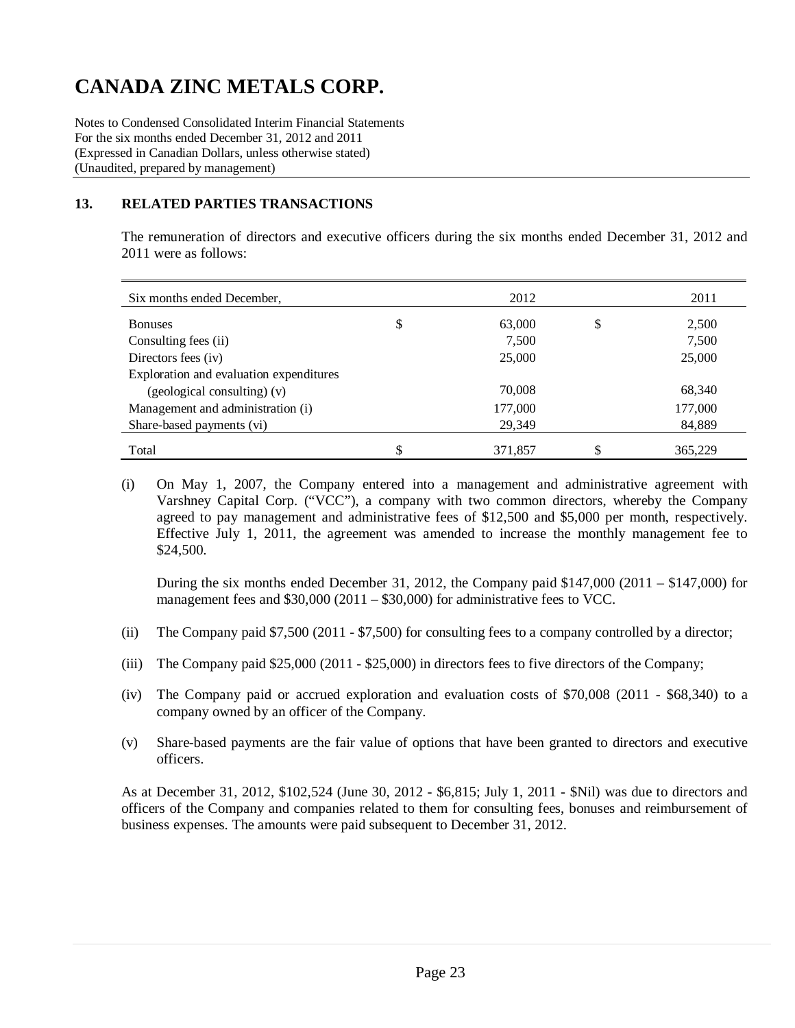# CANADA ZINC METALS CORP.

Notes to Condensed Consolidated Interim Financial Statements
For the six months ended December 31, 2012 and 2011
(Expressed in Canadian Dollars, unless otherwise stated)
(Unaudited, prepared by management)

## 13. RELATED PARTIES TRANSACTIONS

The remuneration of directors and executive officers during the six months ended December 31, 2012 and 2011 were as follows:

| Six months ended December, | | 2012 | | 2011 |
|---|---|---|---|---|
| Bonuses | $ | 63,000 | $ | 2,500 |
| Consulting fees (ii) | | 7,500 | | 7,500 |
| Directors fees (iv) | | 25,000 | | 25,000 |
| Exploration and evaluation expenditures (geological consulting) (v) | | 70,008 | | 68,340 |
| Management and administration (i) | | 177,000 | | 177,000 |
| Share-based payments (vi) | | 29,349 | | 84,889 |
| Total | $ | 371,857 | $ | 365,229 |

(i) On May 1, 2007, the Company entered into a management and administrative agreement with Varshney Capital Corp. ("VCC"), a company with two common directors, whereby the Company agreed to pay management and administrative fees of $12,500 and $5,000 per month, respectively. Effective July 1, 2011, the agreement was amended to increase the monthly management fee to $24,500.

During the six months ended December 31, 2012, the Company paid $147,000 (2011 – $147,000) for management fees and $30,000 (2011 – $30,000) for administrative fees to VCC.

(ii) The Company paid $7,500 (2011 - $7,500) for consulting fees to a company controlled by a director;

(iii) The Company paid $25,000 (2011 - $25,000) in directors fees to five directors of the Company;

(iv) The Company paid or accrued exploration and evaluation costs of $70,008 (2011 - $68,340) to a company owned by an officer of the Company.

(v) Share-based payments are the fair value of options that have been granted to directors and executive officers.

As at December 31, 2012, $102,524 (June 30, 2012 - $6,815; July 1, 2011 - $Nil) was due to directors and officers of the Company and companies related to them for consulting fees, bonuses and reimbursement of business expenses. The amounts were paid subsequent to December 31, 2012.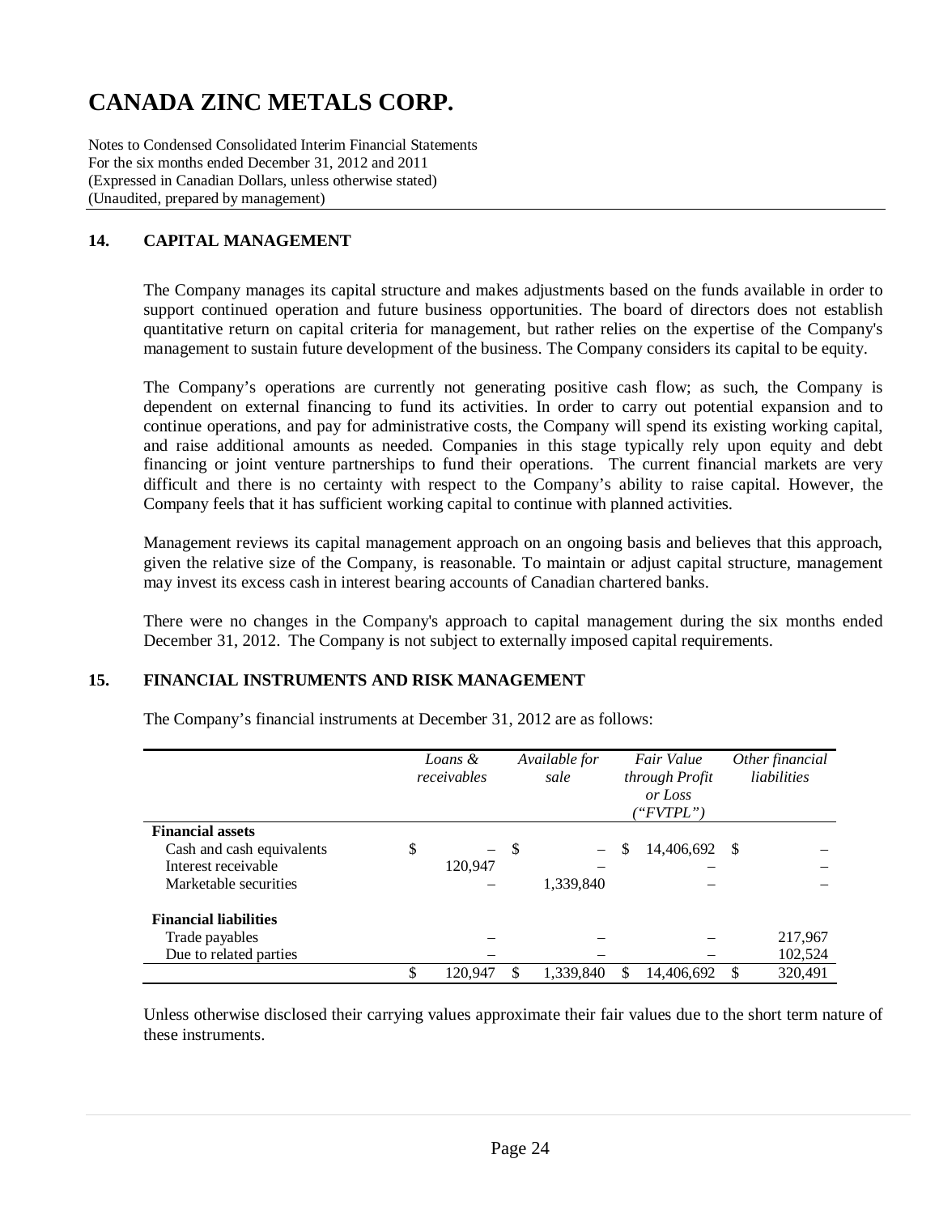# CANADA ZINC METALS CORP.

Notes to Condensed Consolidated Interim Financial Statements
For the six months ended December 31, 2012 and 2011
(Expressed in Canadian Dollars, unless otherwise stated)
(Unaudited, prepared by management)

## 14. CAPITAL MANAGEMENT

The Company manages its capital structure and makes adjustments based on the funds available in order to support continued operation and future business opportunities. The board of directors does not establish quantitative return on capital criteria for management, but rather relies on the expertise of the Company's management to sustain future development of the business. The Company considers its capital to be equity.

The Company's operations are currently not generating positive cash flow; as such, the Company is dependent on external financing to fund its activities. In order to carry out potential expansion and to continue operations, and pay for administrative costs, the Company will spend its existing working capital, and raise additional amounts as needed. Companies in this stage typically rely upon equity and debt financing or joint venture partnerships to fund their operations. The current financial markets are very difficult and there is no certainty with respect to the Company's ability to raise capital. However, the Company feels that it has sufficient working capital to continue with planned activities.

Management reviews its capital management approach on an ongoing basis and believes that this approach, given the relative size of the Company, is reasonable. To maintain or adjust capital structure, management may invest its excess cash in interest bearing accounts of Canadian chartered banks.

There were no changes in the Company's approach to capital management during the six months ended December 31, 2012. The Company is not subject to externally imposed capital requirements.

## 15. FINANCIAL INSTRUMENTS AND RISK MANAGEMENT

The Company's financial instruments at December 31, 2012 are as follows:

| | *Loans & receivables* | *Available for sale* | *Fair Value through Profit or Loss ("FVTPL")* | *Other financial liabilities* |
|---|---|---|---|---|
| **Financial assets** | | | | |
| Cash and cash equivalents | $ – | $ – | $ 14,406,692 | $ – |
| Interest receivable | 120,947 | – | – | – |
| Marketable securities | – | 1,339,840 | – | – |
| **Financial liabilities** | | | | |
| Trade payables | – | – | – | 217,967 |
| Due to related parties | – | – | – | 102,524 |
| | $ 120,947 | $ 1,339,840 | $ 14,406,692 | $ 320,491 |

Unless otherwise disclosed their carrying values approximate their fair values due to the short term nature of these instruments.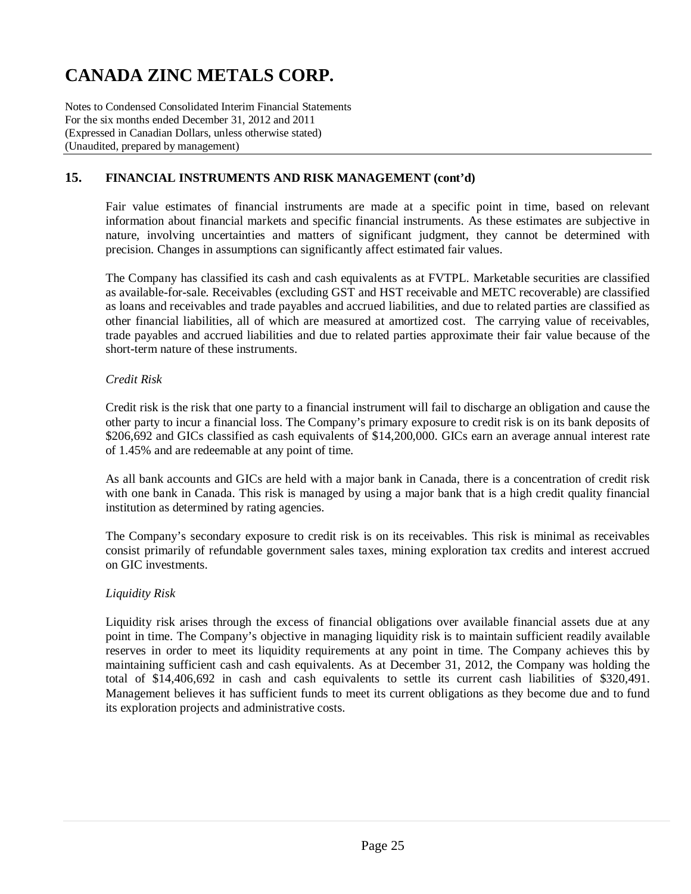## 15. FINANCIAL INSTRUMENTS AND RISK MANAGEMENT (cont'd)

Fair value estimates of financial instruments are made at a specific point in time, based on relevant information about financial markets and specific financial instruments. As these estimates are subjective in nature, involving uncertainties and matters of significant judgment, they cannot be determined with precision. Changes in assumptions can significantly affect estimated fair values.

The Company has classified its cash and cash equivalents as at FVTPL. Marketable securities are classified as available-for-sale. Receivables (excluding GST and HST receivable and METC recoverable) are classified as loans and receivables and trade payables and accrued liabilities, and due to related parties are classified as other financial liabilities, all of which are measured at amortized cost. The carrying value of receivables, trade payables and accrued liabilities and due to related parties approximate their fair value because of the short-term nature of these instruments.

*Credit Risk*

Credit risk is the risk that one party to a financial instrument will fail to discharge an obligation and cause the other party to incur a financial loss. The Company's primary exposure to credit risk is on its bank deposits of $206,692 and GICs classified as cash equivalents of $14,200,000. GICs earn an average annual interest rate of 1.45% and are redeemable at any point of time.

As all bank accounts and GICs are held with a major bank in Canada, there is a concentration of credit risk with one bank in Canada. This risk is managed by using a major bank that is a high credit quality financial institution as determined by rating agencies.

The Company's secondary exposure to credit risk is on its receivables. This risk is minimal as receivables consist primarily of refundable government sales taxes, mining exploration tax credits and interest accrued on GIC investments.

*Liquidity Risk*

Liquidity risk arises through the excess of financial obligations over available financial assets due at any point in time. The Company's objective in managing liquidity risk is to maintain sufficient readily available reserves in order to meet its liquidity requirements at any point in time. The Company achieves this by maintaining sufficient cash and cash equivalents. As at December 31, 2012, the Company was holding the total of $14,406,692 in cash and cash equivalents to settle its current cash liabilities of $320,491. Management believes it has sufficient funds to meet its current obligations as they become due and to fund its exploration projects and administrative costs.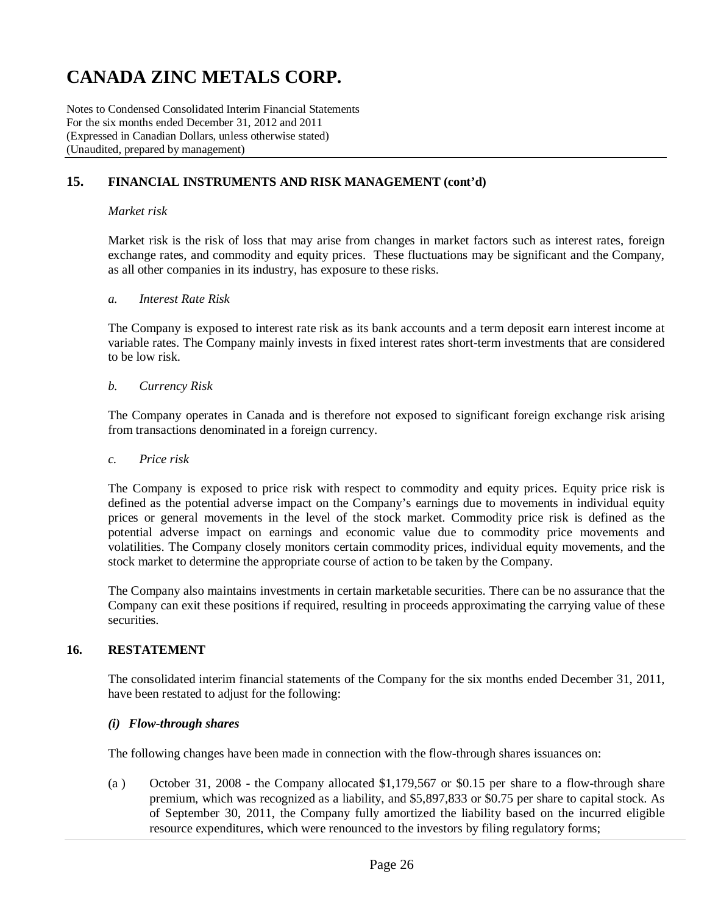## 15. FINANCIAL INSTRUMENTS AND RISK MANAGEMENT (cont'd)

*Market risk*

Market risk is the risk of loss that may arise from changes in market factors such as interest rates, foreign exchange rates, and commodity and equity prices. These fluctuations may be significant and the Company, as all other companies in its industry, has exposure to these risks.

*a. Interest Rate Risk*

The Company is exposed to interest rate risk as its bank accounts and a term deposit earn interest income at variable rates. The Company mainly invests in fixed interest rates short-term investments that are considered to be low risk.

*b. Currency Risk*

The Company operates in Canada and is therefore not exposed to significant foreign exchange risk arising from transactions denominated in a foreign currency.

*c. Price risk*

The Company is exposed to price risk with respect to commodity and equity prices. Equity price risk is defined as the potential adverse impact on the Company's earnings due to movements in individual equity prices or general movements in the level of the stock market. Commodity price risk is defined as the potential adverse impact on earnings and economic value due to commodity price movements and volatilities. The Company closely monitors certain commodity prices, individual equity movements, and the stock market to determine the appropriate course of action to be taken by the Company.

The Company also maintains investments in certain marketable securities. There can be no assurance that the Company can exit these positions if required, resulting in proceeds approximating the carrying value of these securities.

## 16. RESTATEMENT

The consolidated interim financial statements of the Company for the six months ended December 31, 2011, have been restated to adjust for the following:

***(i) Flow-through shares***

The following changes have been made in connection with the flow-through shares issuances on:

(a ) October 31, 2008 - the Company allocated $1,179,567 or $0.15 per share to a flow-through share premium, which was recognized as a liability, and $5,897,833 or $0.75 per share to capital stock. As of September 30, 2011, the Company fully amortized the liability based on the incurred eligible resource expenditures, which were renounced to the investors by filing regulatory forms;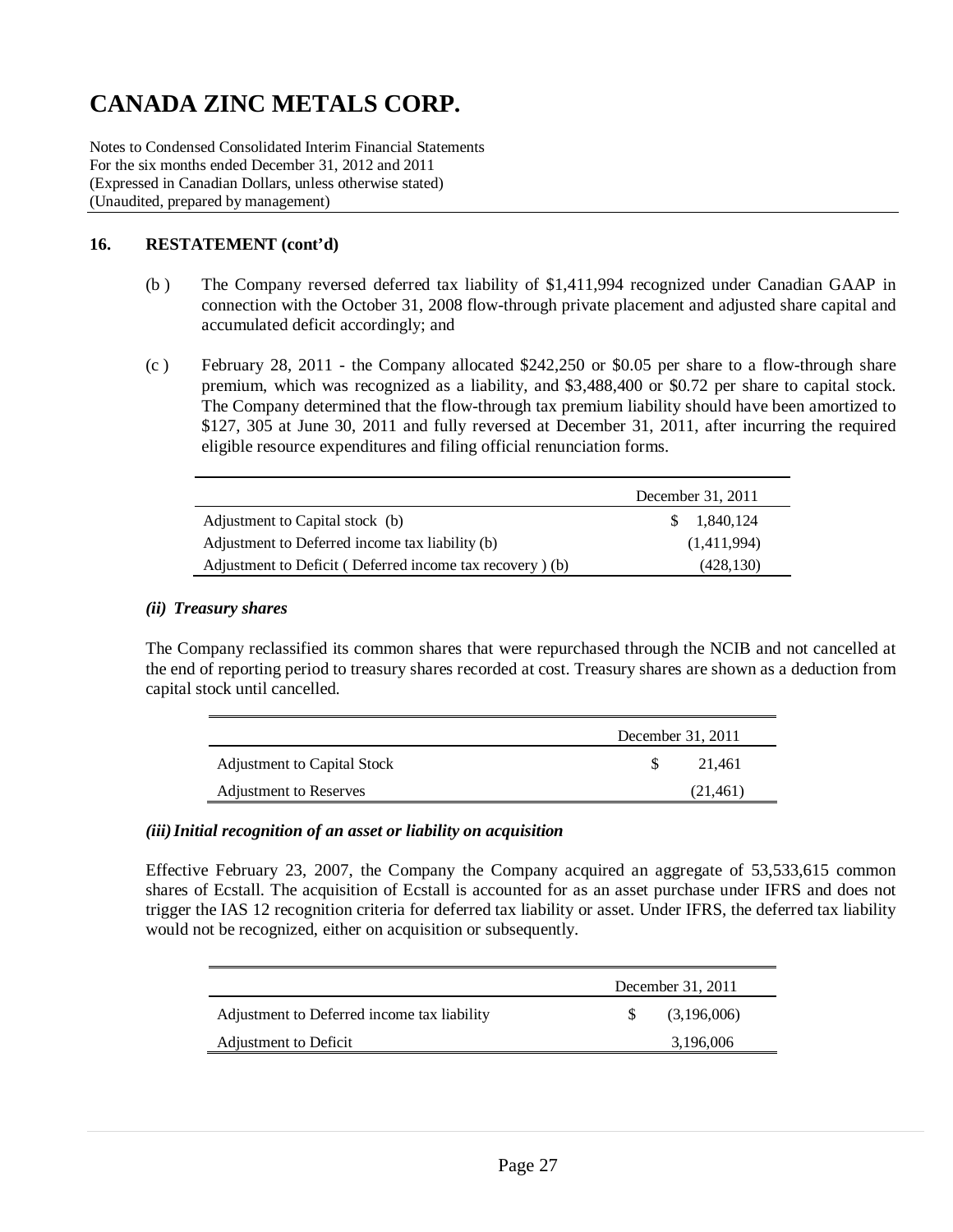# CANADA ZINC METALS CORP.

Notes to Condensed Consolidated Interim Financial Statements
For the six months ended December 31, 2012 and 2011
(Expressed in Canadian Dollars, unless otherwise stated)
(Unaudited, prepared by management)

## 16. RESTATEMENT (cont'd)

(b ) The Company reversed deferred tax liability of $1,411,994 recognized under Canadian GAAP in connection with the October 31, 2008 flow-through private placement and adjusted share capital and accumulated deficit accordingly; and

(c ) February 28, 2011 - the Company allocated $242,250 or $0.05 per share to a flow-through share premium, which was recognized as a liability, and $3,488,400 or $0.72 per share to capital stock. The Company determined that the flow-through tax premium liability should have been amortized to $127, 305 at June 30, 2011 and fully reversed at December 31, 2011, after incurring the required eligible resource expenditures and filing official renunciation forms.

| | December 31, 2011 |
|---|---|
| Adjustment to Capital stock (b) | $ 1,840,124 |
| Adjustment to Deferred income tax liability (b) | (1,411,994) |
| Adjustment to Deficit ( Deferred income tax recovery ) (b) | (428,130) |

### *(ii) Treasury shares*

The Company reclassified its common shares that were repurchased through the NCIB and not cancelled at the end of reporting period to treasury shares recorded at cost. Treasury shares are shown as a deduction from capital stock until cancelled.

| | December 31, 2011 |
|---|---|
| Adjustment to Capital Stock | $ 21,461 |
| Adjustment to Reserves | (21,461) |

### *(iii) Initial recognition of an asset or liability on acquisition*

Effective February 23, 2007, the Company the Company acquired an aggregate of 53,533,615 common shares of Ecstall. The acquisition of Ecstall is accounted for as an asset purchase under IFRS and does not trigger the IAS 12 recognition criteria for deferred tax liability or asset. Under IFRS, the deferred tax liability would not be recognized, either on acquisition or subsequently.

| | December 31, 2011 |
|---|---|
| Adjustment to Deferred income tax liability | $ (3,196,006) |
| Adjustment to Deficit | 3,196,006 |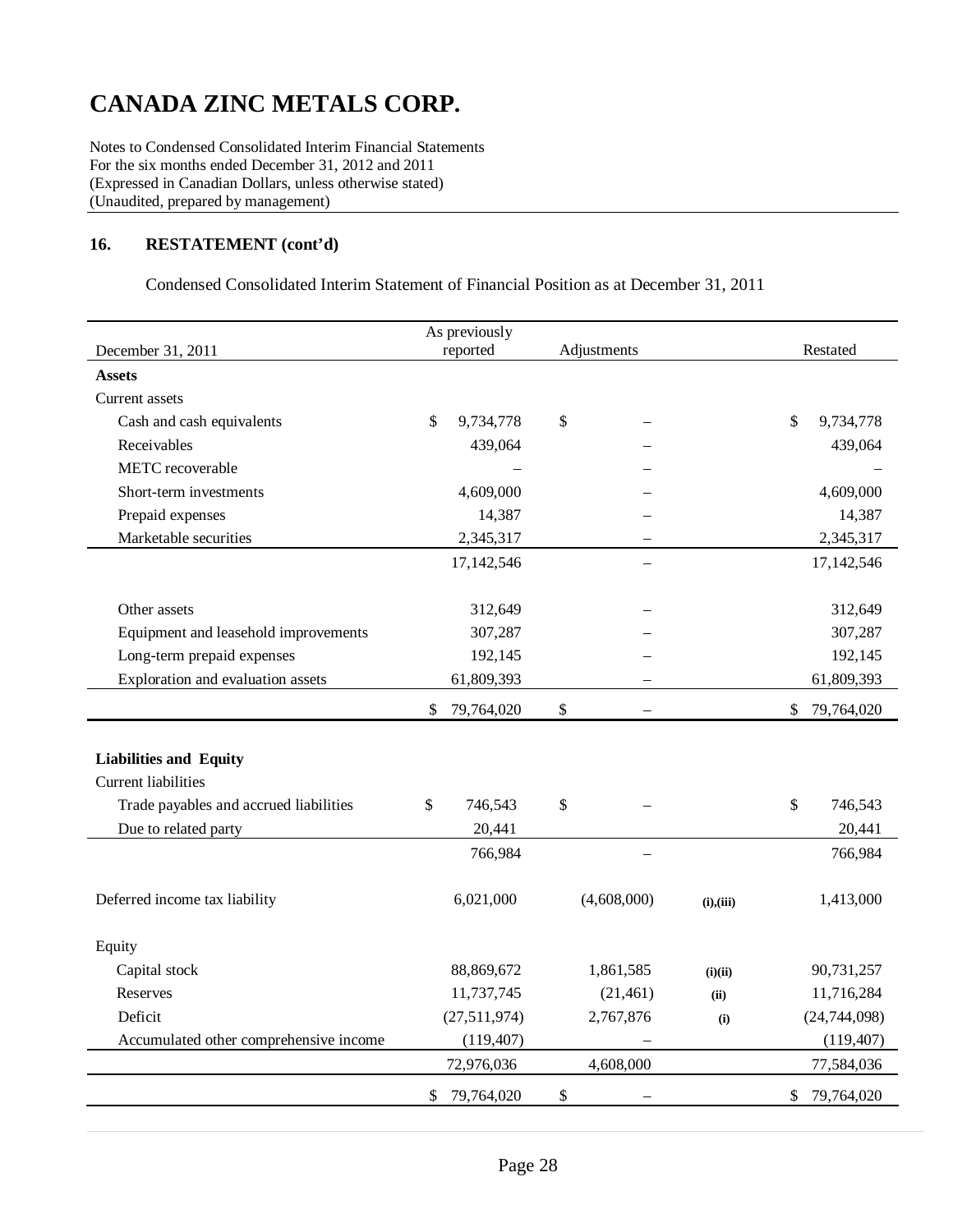# CANADA ZINC METALS CORP.

Notes to Condensed Consolidated Interim Financial Statements
For the six months ended December 31, 2012 and 2011
(Expressed in Canadian Dollars, unless otherwise stated)
(Unaudited, prepared by management)

## 16. RESTATEMENT (cont'd)

Condensed Consolidated Interim Statement of Financial Position as at December 31, 2011

| December 31, 2011 | As previously reported | Adjustments | | Restated |
|---|---|---|---|---|
| **Assets** | | | | |
| Current assets | | | | |
| Cash and cash equivalents | $ 9,734,778 | $ – | | $ 9,734,778 |
| Receivables | 439,064 | – | | 439,064 |
| METC recoverable | – | – | | – |
| Short-term investments | 4,609,000 | – | | 4,609,000 |
| Prepaid expenses | 14,387 | – | | 14,387 |
| Marketable securities | 2,345,317 | – | | 2,345,317 |
| | 17,142,546 | – | | 17,142,546 |
| Other assets | 312,649 | – | | 312,649 |
| Equipment and leasehold improvements | 307,287 | – | | 307,287 |
| Long-term prepaid expenses | 192,145 | – | | 192,145 |
| Exploration and evaluation assets | 61,809,393 | – | | 61,809,393 |
| | $ 79,764,020 | $ – | | $ 79,764,020 |
| **Liabilities and Equity** | | | | |
| Current liabilities | | | | |
| Trade payables and accrued liabilities | $ 746,543 | $ – | | $ 746,543 |
| Due to related party | 20,441 | | | 20,441 |
| | 766,984 | – | | 766,984 |
| Deferred income tax liability | 6,021,000 | (4,608,000) | (i),(iii) | 1,413,000 |
| Equity | | | | |
| Capital stock | 88,869,672 | 1,861,585 | (i)(ii) | 90,731,257 |
| Reserves | 11,737,745 | (21,461) | (ii) | 11,716,284 |
| Deficit | (27,511,974) | 2,767,876 | (i) | (24,744,098) |
| Accumulated other comprehensive income | (119,407) | – | | (119,407) |
| | 72,976,036 | 4,608,000 | | 77,584,036 |
| | $ 79,764,020 | $ – | | $ 79,764,020 |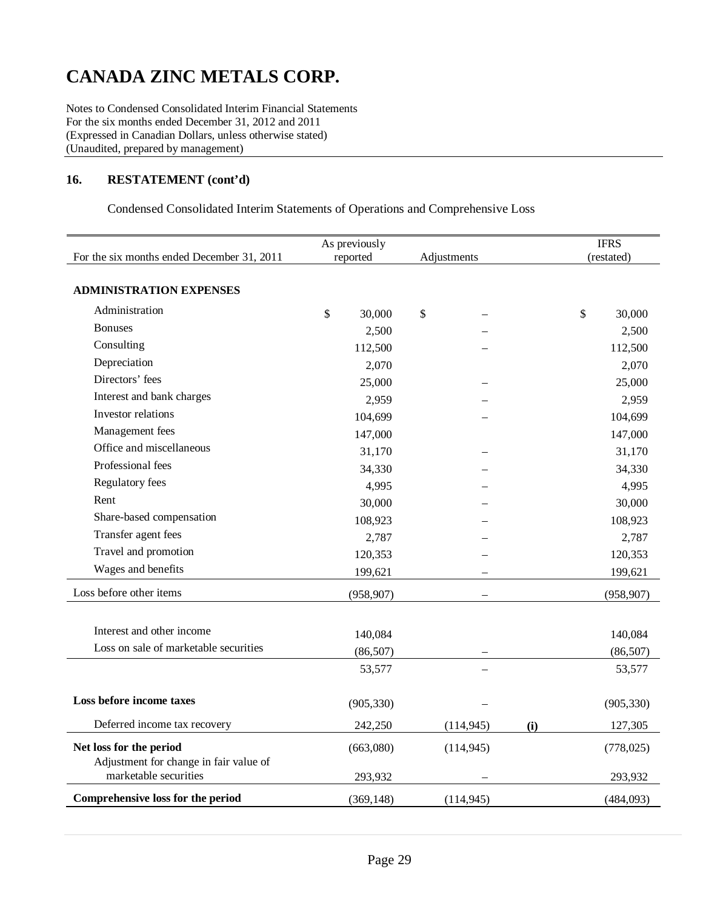# CANADA ZINC METALS CORP.

Notes to Condensed Consolidated Interim Financial Statements
For the six months ended December 31, 2012 and 2011
(Expressed in Canadian Dollars, unless otherwise stated)
(Unaudited, prepared by management)

## 16. RESTATEMENT (cont'd)

Condensed Consolidated Interim Statements of Operations and Comprehensive Loss

| For the six months ended December 31, 2011 | As previously reported | Adjustments | | IFRS (restated) |
|---|---|---|---|---|
| **ADMINISTRATION EXPENSES** | | | | |
| Administration | $ 30,000 | $ – | | $ 30,000 |
| Bonuses | 2,500 | – | | 2,500 |
| Consulting | 112,500 | – | | 112,500 |
| Depreciation | 2,070 | | | 2,070 |
| Directors' fees | 25,000 | – | | 25,000 |
| Interest and bank charges | 2,959 | – | | 2,959 |
| Investor relations | 104,699 | – | | 104,699 |
| Management fees | 147,000 | | | 147,000 |
| Office and miscellaneous | 31,170 | – | | 31,170 |
| Professional fees | 34,330 | – | | 34,330 |
| Regulatory fees | 4,995 | – | | 4,995 |
| Rent | 30,000 | – | | 30,000 |
| Share-based compensation | 108,923 | – | | 108,923 |
| Transfer agent fees | 2,787 | – | | 2,787 |
| Travel and promotion | 120,353 | – | | 120,353 |
| Wages and benefits | 199,621 | – | | 199,621 |
| Loss before other items | (958,907) | – | | (958,907) |
| Interest and other income | 140,084 | | | 140,084 |
| Loss on sale of marketable securities | (86,507) | – | | (86,507) |
| | 53,577 | – | | 53,577 |
| **Loss before income taxes** | (905,330) | – | | (905,330) |
| Deferred income tax recovery | 242,250 | (114,945) | **(i)** | 127,305 |
| **Net loss for the period** | (663,080) | (114,945) | | (778,025) |
| Adjustment for change in fair value of marketable securities | 293,932 | – | | 293,932 |
| **Comprehensive loss for the period** | (369,148) | (114,945) | | (484,093) |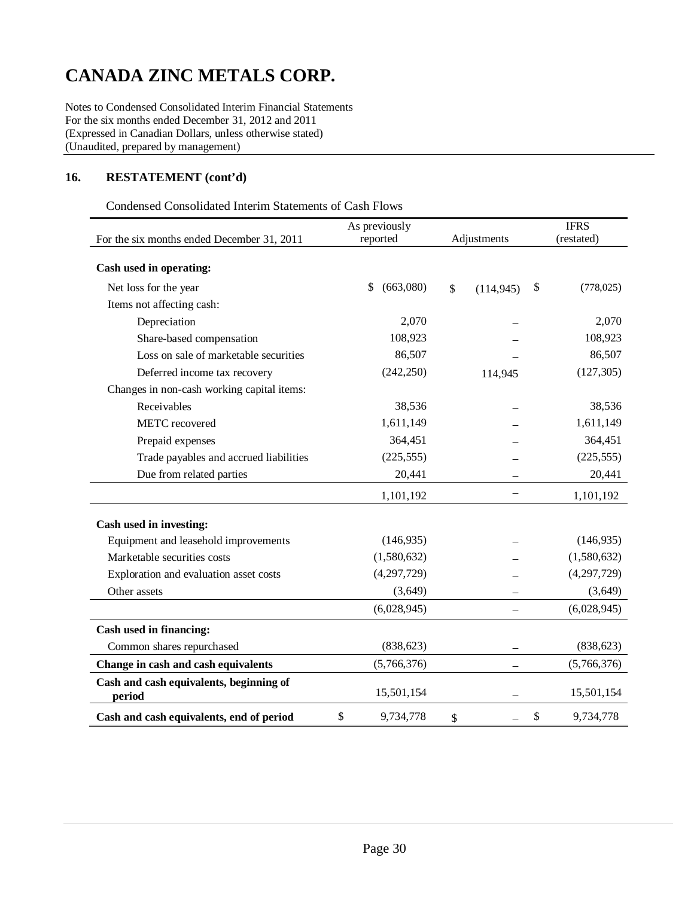# CANADA ZINC METALS CORP.

Notes to Condensed Consolidated Interim Financial Statements
For the six months ended December 31, 2012 and 2011
(Expressed in Canadian Dollars, unless otherwise stated)
(Unaudited, prepared by management)

## 16. RESTATEMENT (cont'd)

Condensed Consolidated Interim Statements of Cash Flows

| For the six months ended December 31, 2011 | As previously reported | Adjustments | IFRS (restated) |
|---|---|---|---|
| **Cash used in operating:** | | | |
| Net loss for the year | $ (663,080) | $ (114,945) | $ (778,025) |
| Items not affecting cash: | | | |
| Depreciation | 2,070 | – | 2,070 |
| Share-based compensation | 108,923 | – | 108,923 |
| Loss on sale of marketable securities | 86,507 | – | 86,507 |
| Deferred income tax recovery | (242,250) | 114,945 | (127,305) |
| Changes in non-cash working capital items: | | | |
| Receivables | 38,536 | – | 38,536 |
| METC recovered | 1,611,149 | – | 1,611,149 |
| Prepaid expenses | 364,451 | – | 364,451 |
| Trade payables and accrued liabilities | (225,555) | – | (225,555) |
| Due from related parties | 20,441 | – | 20,441 |
| | 1,101,192 | – | 1,101,192 |
| **Cash used in investing:** | | | |
| Equipment and leasehold improvements | (146,935) | – | (146,935) |
| Marketable securities costs | (1,580,632) | – | (1,580,632) |
| Exploration and evaluation asset costs | (4,297,729) | – | (4,297,729) |
| Other assets | (3,649) | – | (3,649) |
| | (6,028,945) | – | (6,028,945) |
| **Cash used in financing:** | | | |
| Common shares repurchased | (838,623) | – | (838,623) |
| **Change in cash and cash equivalents** | (5,766,376) | – | (5,766,376) |
| **Cash and cash equivalents, beginning of period** | 15,501,154 | – | 15,501,154 |
| **Cash and cash equivalents, end of period** | $ 9,734,778 | $ – | $ 9,734,778 |